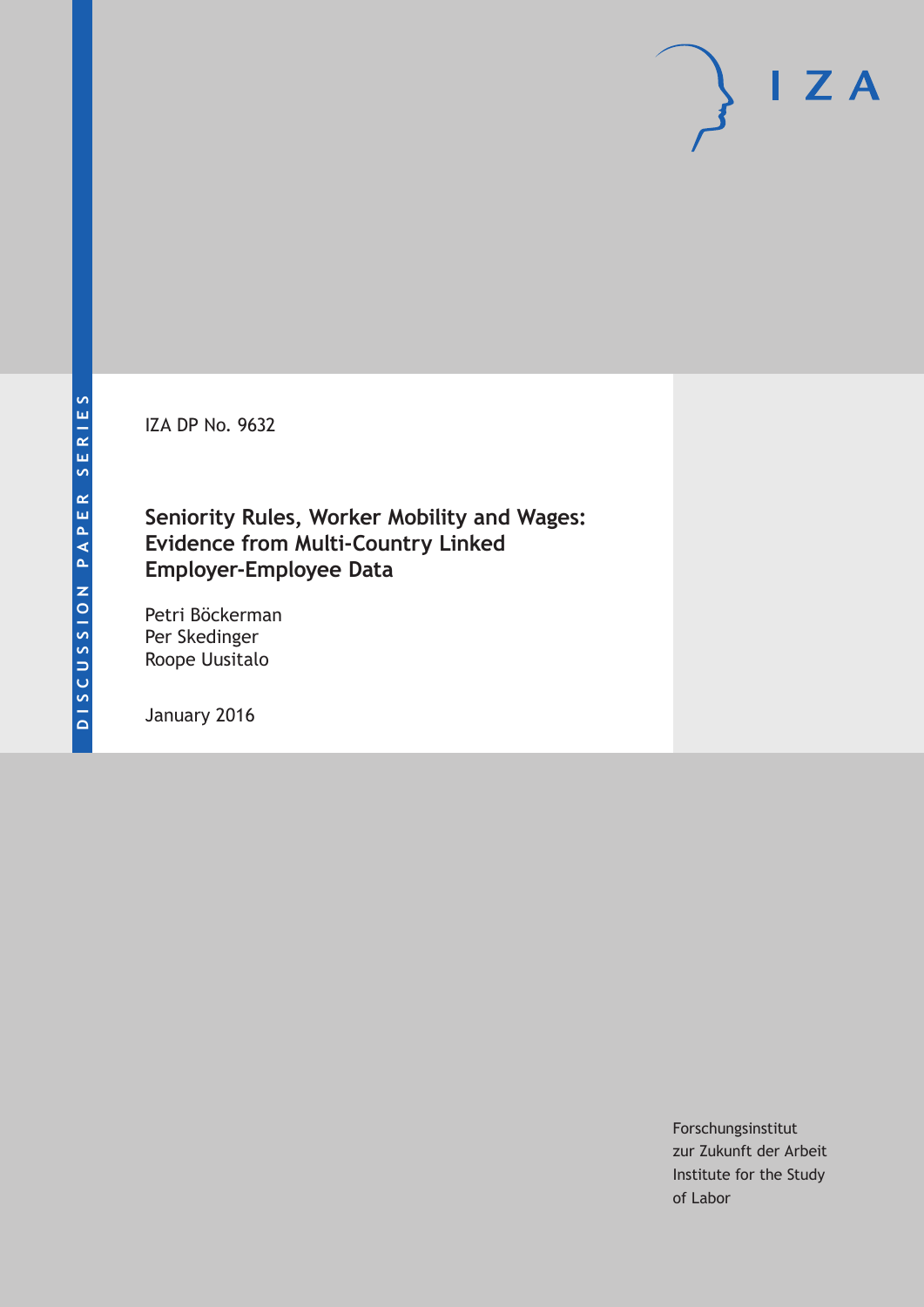IZA

DISCUSSION PAPER SERIES

IZA DP No. 9632

# Seniority Rules, Worker Mobility and Wages: Evidence from Multi-Country Linked Employer-Employee Data

Petri Böckerman
Per Skedinger
Roope Uusitalo

January 2016

Forschungsinstitut
zur Zukunft der Arbeit
Institute for the Study
of Labor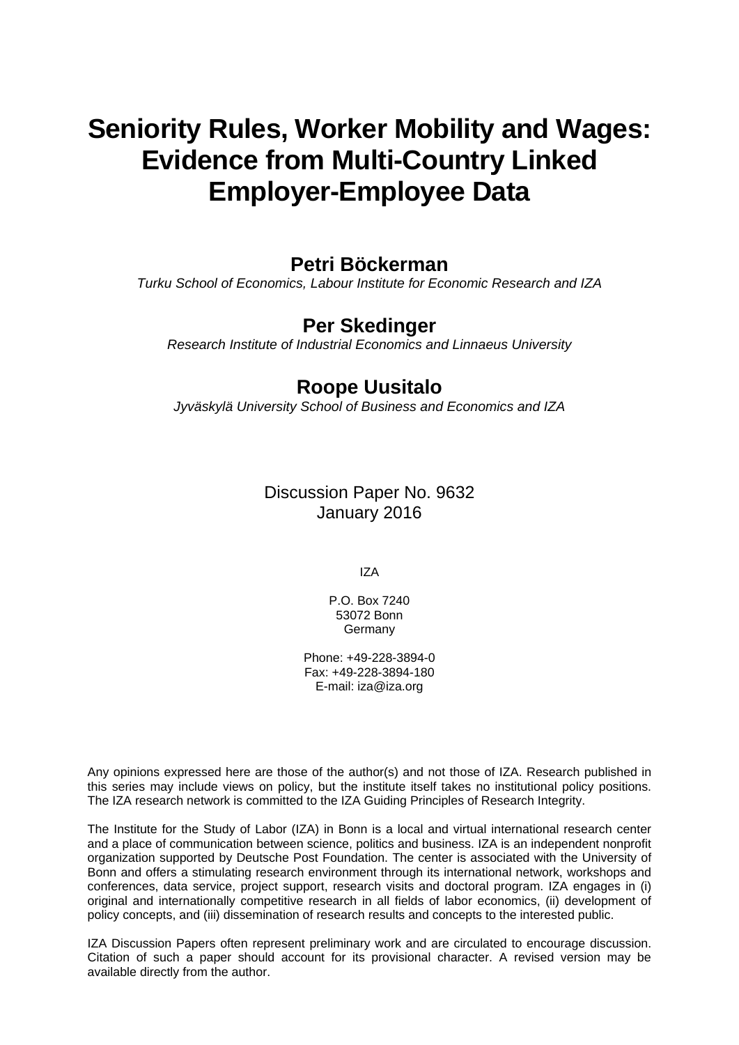# Seniority Rules, Worker Mobility and Wages: Evidence from Multi-Country Linked Employer-Employee Data

**Petri Böckerman**

*Turku School of Economics, Labour Institute for Economic Research and IZA*

**Per Skedinger**

*Research Institute of Industrial Economics and Linnaeus University*

**Roope Uusitalo**

*Jyväskylä University School of Business and Economics and IZA*

Discussion Paper No. 9632
January 2016

IZA

P.O. Box 7240
53072 Bonn
Germany

Phone: +49-228-3894-0
Fax: +49-228-3894-180
E-mail: iza@iza.org

Any opinions expressed here are those of the author(s) and not those of IZA. Research published in this series may include views on policy, but the institute itself takes no institutional policy positions. The IZA research network is committed to the IZA Guiding Principles of Research Integrity.

The Institute for the Study of Labor (IZA) in Bonn is a local and virtual international research center and a place of communication between science, politics and business. IZA is an independent nonprofit organization supported by Deutsche Post Foundation. The center is associated with the University of Bonn and offers a stimulating research environment through its international network, workshops and conferences, data service, project support, research visits and doctoral program. IZA engages in (i) original and internationally competitive research in all fields of labor economics, (ii) development of policy concepts, and (iii) dissemination of research results and concepts to the interested public.

IZA Discussion Papers often represent preliminary work and are circulated to encourage discussion. Citation of such a paper should account for its provisional character. A revised version may be available directly from the author.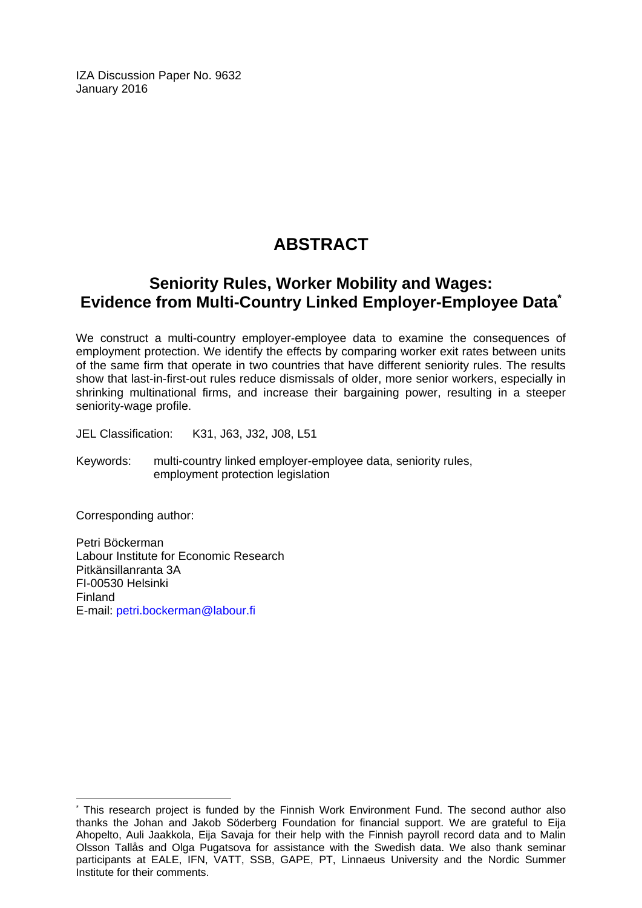IZA Discussion Paper No. 9632
January 2016

# ABSTRACT

## Seniority Rules, Worker Mobility and Wages: Evidence from Multi-Country Linked Employer-Employee Data*

We construct a multi-country employer-employee data to examine the consequences of employment protection. We identify the effects by comparing worker exit rates between units of the same firm that operate in two countries that have different seniority rules. The results show that last-in-first-out rules reduce dismissals of older, more senior workers, especially in shrinking multinational firms, and increase their bargaining power, resulting in a steeper seniority-wage profile.

JEL Classification: K31, J63, J32, J08, L51

Keywords: multi-country linked employer-employee data, seniority rules, employment protection legislation

Corresponding author:

Petri Böckerman
Labour Institute for Economic Research
Pitkänsillanranta 3A
FI-00530 Helsinki
Finland
E-mail: petri.bockerman@labour.fi

---

* This research project is funded by the Finnish Work Environment Fund. The second author also thanks the Johan and Jakob Söderberg Foundation for financial support. We are grateful to Eija Ahopelto, Auli Jaakkola, Eija Savaja for their help with the Finnish payroll record data and to Malin Olsson Tallås and Olga Pugatsova for assistance with the Swedish data. We also thank seminar participants at EALE, IFN, VATT, SSB, GAPE, PT, Linnaeus University and the Nordic Summer Institute for their comments.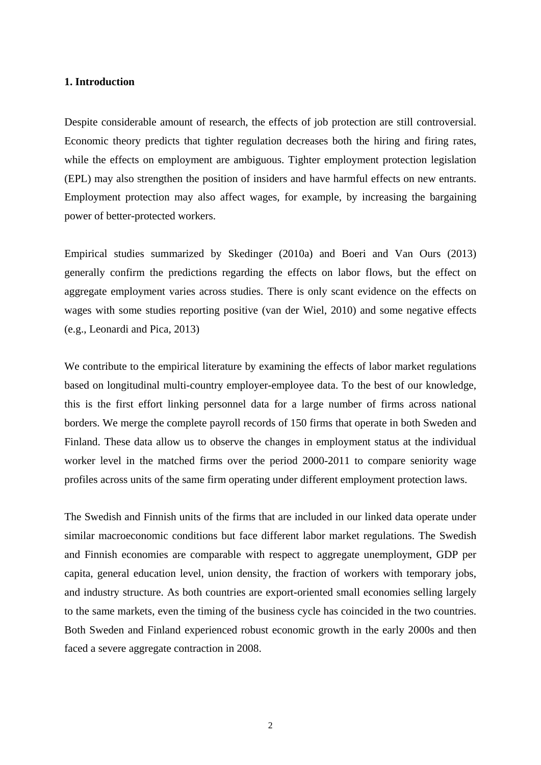## 1. Introduction

Despite considerable amount of research, the effects of job protection are still controversial. Economic theory predicts that tighter regulation decreases both the hiring and firing rates, while the effects on employment are ambiguous. Tighter employment protection legislation (EPL) may also strengthen the position of insiders and have harmful effects on new entrants. Employment protection may also affect wages, for example, by increasing the bargaining power of better-protected workers.

Empirical studies summarized by Skedinger (2010a) and Boeri and Van Ours (2013) generally confirm the predictions regarding the effects on labor flows, but the effect on aggregate employment varies across studies. There is only scant evidence on the effects on wages with some studies reporting positive (van der Wiel, 2010) and some negative effects (e.g., Leonardi and Pica, 2013)

We contribute to the empirical literature by examining the effects of labor market regulations based on longitudinal multi-country employer-employee data. To the best of our knowledge, this is the first effort linking personnel data for a large number of firms across national borders. We merge the complete payroll records of 150 firms that operate in both Sweden and Finland. These data allow us to observe the changes in employment status at the individual worker level in the matched firms over the period 2000-2011 to compare seniority wage profiles across units of the same firm operating under different employment protection laws.

The Swedish and Finnish units of the firms that are included in our linked data operate under similar macroeconomic conditions but face different labor market regulations. The Swedish and Finnish economies are comparable with respect to aggregate unemployment, GDP per capita, general education level, union density, the fraction of workers with temporary jobs, and industry structure. As both countries are export-oriented small economies selling largely to the same markets, even the timing of the business cycle has coincided in the two countries. Both Sweden and Finland experienced robust economic growth in the early 2000s and then faced a severe aggregate contraction in 2008.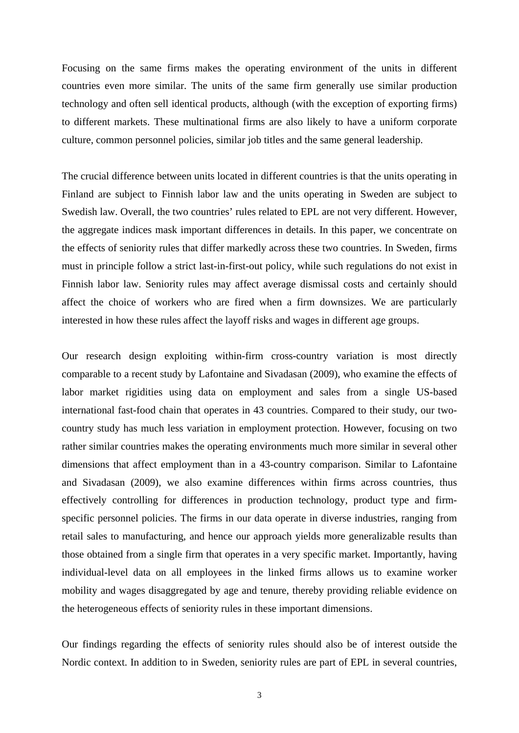Focusing on the same firms makes the operating environment of the units in different countries even more similar. The units of the same firm generally use similar production technology and often sell identical products, although (with the exception of exporting firms) to different markets. These multinational firms are also likely to have a uniform corporate culture, common personnel policies, similar job titles and the same general leadership.

The crucial difference between units located in different countries is that the units operating in Finland are subject to Finnish labor law and the units operating in Sweden are subject to Swedish law. Overall, the two countries' rules related to EPL are not very different. However, the aggregate indices mask important differences in details. In this paper, we concentrate on the effects of seniority rules that differ markedly across these two countries. In Sweden, firms must in principle follow a strict last-in-first-out policy, while such regulations do not exist in Finnish labor law. Seniority rules may affect average dismissal costs and certainly should affect the choice of workers who are fired when a firm downsizes. We are particularly interested in how these rules affect the layoff risks and wages in different age groups.

Our research design exploiting within-firm cross-country variation is most directly comparable to a recent study by Lafontaine and Sivadasan (2009), who examine the effects of labor market rigidities using data on employment and sales from a single US-based international fast-food chain that operates in 43 countries. Compared to their study, our two-country study has much less variation in employment protection. However, focusing on two rather similar countries makes the operating environments much more similar in several other dimensions that affect employment than in a 43-country comparison. Similar to Lafontaine and Sivadasan (2009), we also examine differences within firms across countries, thus effectively controlling for differences in production technology, product type and firm-specific personnel policies. The firms in our data operate in diverse industries, ranging from retail sales to manufacturing, and hence our approach yields more generalizable results than those obtained from a single firm that operates in a very specific market. Importantly, having individual-level data on all employees in the linked firms allows us to examine worker mobility and wages disaggregated by age and tenure, thereby providing reliable evidence on the heterogeneous effects of seniority rules in these important dimensions.

Our findings regarding the effects of seniority rules should also be of interest outside the Nordic context. In addition to in Sweden, seniority rules are part of EPL in several countries,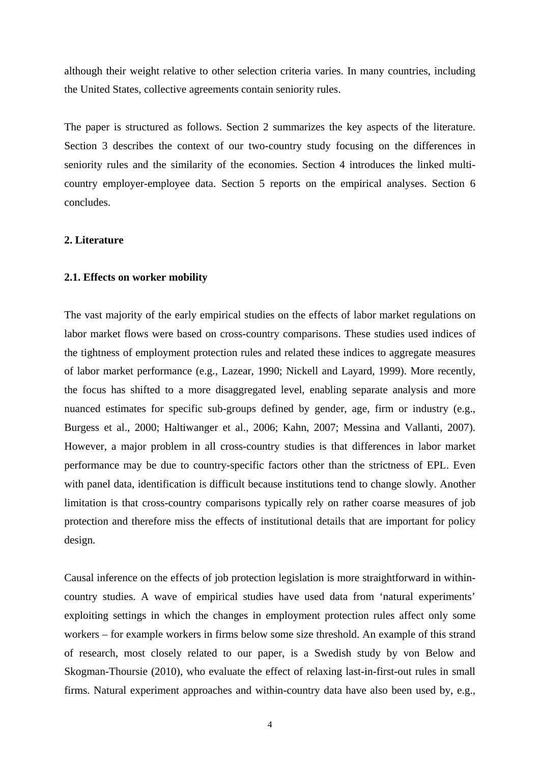although their weight relative to other selection criteria varies. In many countries, including the United States, collective agreements contain seniority rules.

The paper is structured as follows. Section 2 summarizes the key aspects of the literature. Section 3 describes the context of our two-country study focusing on the differences in seniority rules and the similarity of the economies. Section 4 introduces the linked multi-country employer-employee data. Section 5 reports on the empirical analyses. Section 6 concludes.

## 2. Literature

### 2.1. Effects on worker mobility

The vast majority of the early empirical studies on the effects of labor market regulations on labor market flows were based on cross-country comparisons. These studies used indices of the tightness of employment protection rules and related these indices to aggregate measures of labor market performance (e.g., Lazear, 1990; Nickell and Layard, 1999). More recently, the focus has shifted to a more disaggregated level, enabling separate analysis and more nuanced estimates for specific sub-groups defined by gender, age, firm or industry (e.g., Burgess et al., 2000; Haltiwanger et al., 2006; Kahn, 2007; Messina and Vallanti, 2007). However, a major problem in all cross-country studies is that differences in labor market performance may be due to country-specific factors other than the strictness of EPL. Even with panel data, identification is difficult because institutions tend to change slowly. Another limitation is that cross-country comparisons typically rely on rather coarse measures of job protection and therefore miss the effects of institutional details that are important for policy design.

Causal inference on the effects of job protection legislation is more straightforward in within-country studies. A wave of empirical studies have used data from 'natural experiments' exploiting settings in which the changes in employment protection rules affect only some workers – for example workers in firms below some size threshold. An example of this strand of research, most closely related to our paper, is a Swedish study by von Below and Skogman-Thoursie (2010), who evaluate the effect of relaxing last-in-first-out rules in small firms. Natural experiment approaches and within-country data have also been used by, e.g.,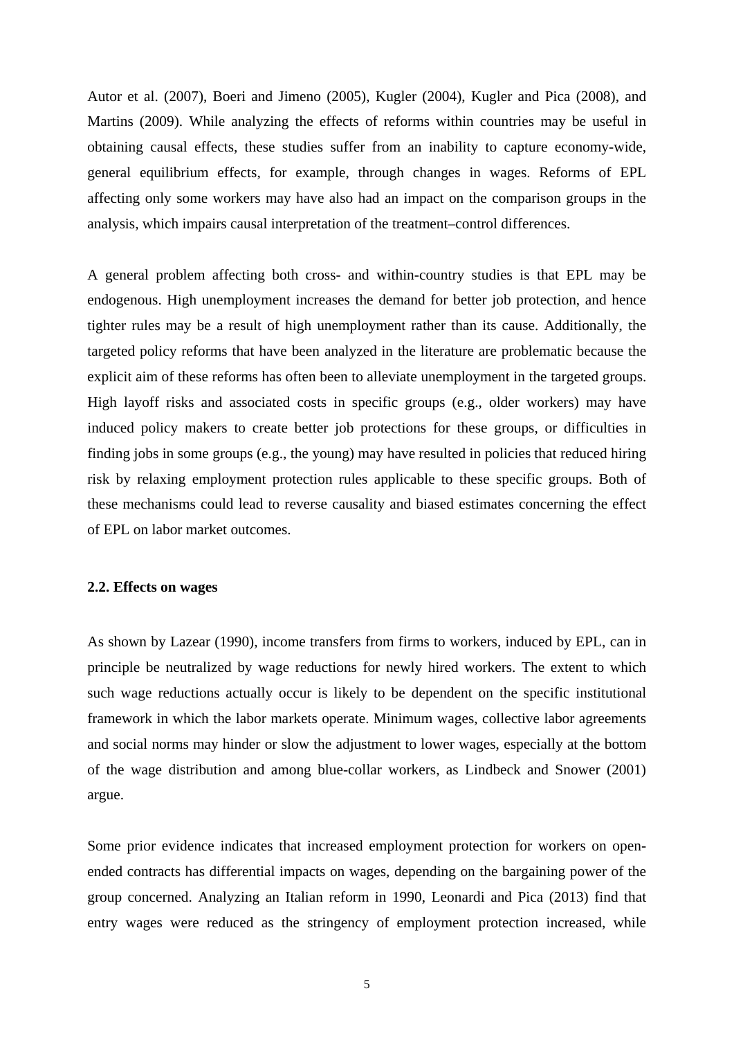Autor et al. (2007), Boeri and Jimeno (2005), Kugler (2004), Kugler and Pica (2008), and Martins (2009). While analyzing the effects of reforms within countries may be useful in obtaining causal effects, these studies suffer from an inability to capture economy-wide, general equilibrium effects, for example, through changes in wages. Reforms of EPL affecting only some workers may have also had an impact on the comparison groups in the analysis, which impairs causal interpretation of the treatment–control differences.

A general problem affecting both cross- and within-country studies is that EPL may be endogenous. High unemployment increases the demand for better job protection, and hence tighter rules may be a result of high unemployment rather than its cause. Additionally, the targeted policy reforms that have been analyzed in the literature are problematic because the explicit aim of these reforms has often been to alleviate unemployment in the targeted groups. High layoff risks and associated costs in specific groups (e.g., older workers) may have induced policy makers to create better job protections for these groups, or difficulties in finding jobs in some groups (e.g., the young) may have resulted in policies that reduced hiring risk by relaxing employment protection rules applicable to these specific groups. Both of these mechanisms could lead to reverse causality and biased estimates concerning the effect of EPL on labor market outcomes.

### 2.2. Effects on wages

As shown by Lazear (1990), income transfers from firms to workers, induced by EPL, can in principle be neutralized by wage reductions for newly hired workers. The extent to which such wage reductions actually occur is likely to be dependent on the specific institutional framework in which the labor markets operate. Minimum wages, collective labor agreements and social norms may hinder or slow the adjustment to lower wages, especially at the bottom of the wage distribution and among blue-collar workers, as Lindbeck and Snower (2001) argue.

Some prior evidence indicates that increased employment protection for workers on open-ended contracts has differential impacts on wages, depending on the bargaining power of the group concerned. Analyzing an Italian reform in 1990, Leonardi and Pica (2013) find that entry wages were reduced as the stringency of employment protection increased, while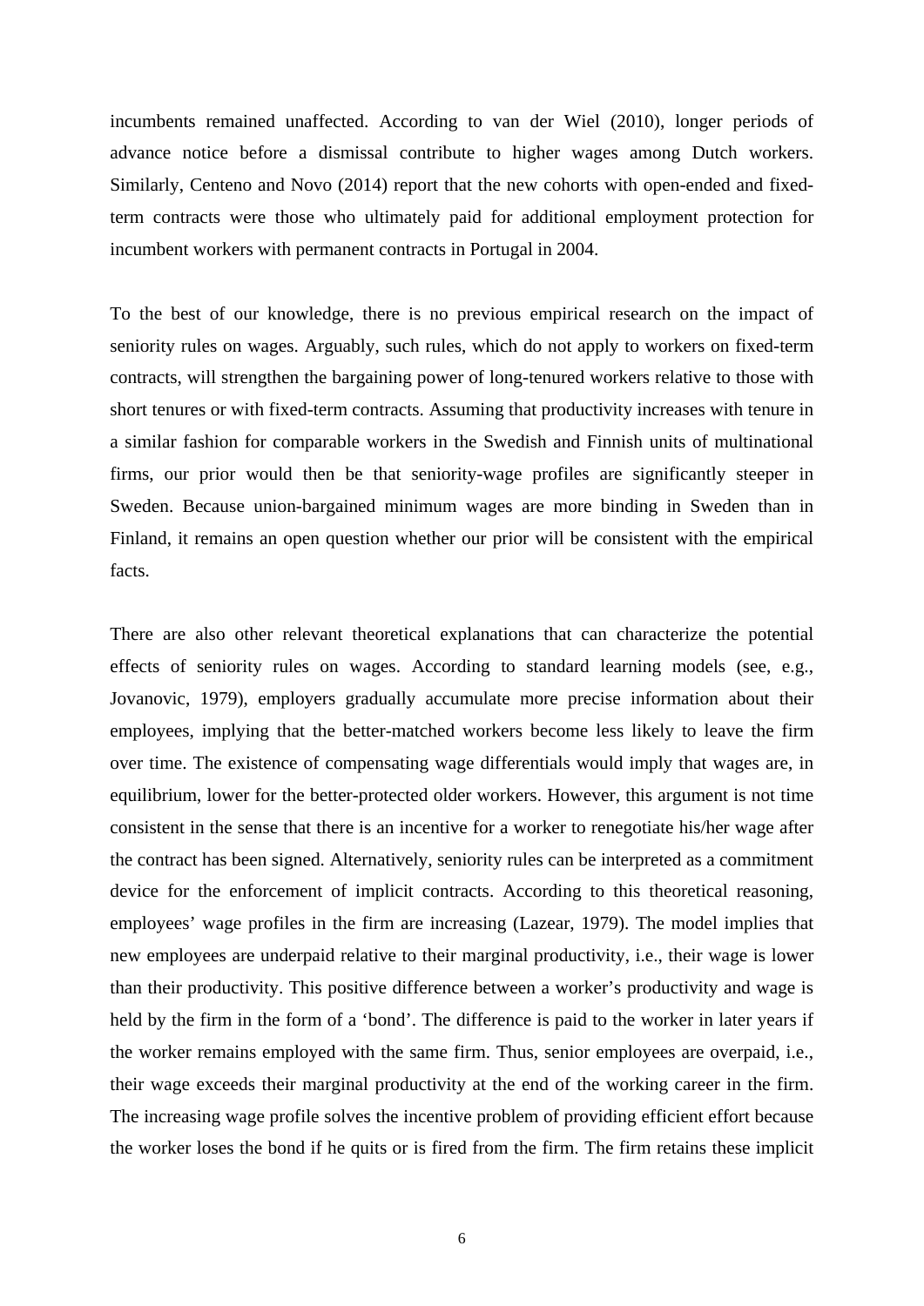incumbents remained unaffected. According to van der Wiel (2010), longer periods of advance notice before a dismissal contribute to higher wages among Dutch workers. Similarly, Centeno and Novo (2014) report that the new cohorts with open-ended and fixed-term contracts were those who ultimately paid for additional employment protection for incumbent workers with permanent contracts in Portugal in 2004.

To the best of our knowledge, there is no previous empirical research on the impact of seniority rules on wages. Arguably, such rules, which do not apply to workers on fixed-term contracts, will strengthen the bargaining power of long-tenured workers relative to those with short tenures or with fixed-term contracts. Assuming that productivity increases with tenure in a similar fashion for comparable workers in the Swedish and Finnish units of multinational firms, our prior would then be that seniority-wage profiles are significantly steeper in Sweden. Because union-bargained minimum wages are more binding in Sweden than in Finland, it remains an open question whether our prior will be consistent with the empirical facts.

There are also other relevant theoretical explanations that can characterize the potential effects of seniority rules on wages. According to standard learning models (see, e.g., Jovanovic, 1979), employers gradually accumulate more precise information about their employees, implying that the better-matched workers become less likely to leave the firm over time. The existence of compensating wage differentials would imply that wages are, in equilibrium, lower for the better-protected older workers. However, this argument is not time consistent in the sense that there is an incentive for a worker to renegotiate his/her wage after the contract has been signed. Alternatively, seniority rules can be interpreted as a commitment device for the enforcement of implicit contracts. According to this theoretical reasoning, employees' wage profiles in the firm are increasing (Lazear, 1979). The model implies that new employees are underpaid relative to their marginal productivity, i.e., their wage is lower than their productivity. This positive difference between a worker's productivity and wage is held by the firm in the form of a 'bond'. The difference is paid to the worker in later years if the worker remains employed with the same firm. Thus, senior employees are overpaid, i.e., their wage exceeds their marginal productivity at the end of the working career in the firm. The increasing wage profile solves the incentive problem of providing efficient effort because the worker loses the bond if he quits or is fired from the firm. The firm retains these implicit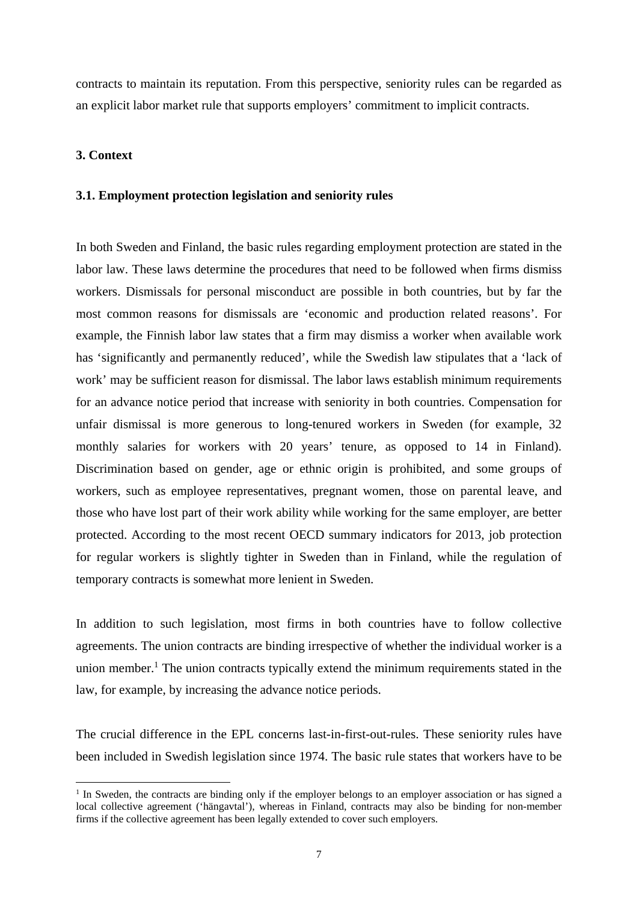contracts to maintain its reputation. From this perspective, seniority rules can be regarded as an explicit labor market rule that supports employers' commitment to implicit contracts.

## 3. Context

### 3.1. Employment protection legislation and seniority rules

In both Sweden and Finland, the basic rules regarding employment protection are stated in the labor law. These laws determine the procedures that need to be followed when firms dismiss workers. Dismissals for personal misconduct are possible in both countries, but by far the most common reasons for dismissals are 'economic and production related reasons'. For example, the Finnish labor law states that a firm may dismiss a worker when available work has 'significantly and permanently reduced', while the Swedish law stipulates that a 'lack of work' may be sufficient reason for dismissal. The labor laws establish minimum requirements for an advance notice period that increase with seniority in both countries. Compensation for unfair dismissal is more generous to long-tenured workers in Sweden (for example, 32 monthly salaries for workers with 20 years' tenure, as opposed to 14 in Finland). Discrimination based on gender, age or ethnic origin is prohibited, and some groups of workers, such as employee representatives, pregnant women, those on parental leave, and those who have lost part of their work ability while working for the same employer, are better protected. According to the most recent OECD summary indicators for 2013, job protection for regular workers is slightly tighter in Sweden than in Finland, while the regulation of temporary contracts is somewhat more lenient in Sweden.

In addition to such legislation, most firms in both countries have to follow collective agreements. The union contracts are binding irrespective of whether the individual worker is a union member.[1] The union contracts typically extend the minimum requirements stated in the law, for example, by increasing the advance notice periods.

The crucial difference in the EPL concerns last-in-first-out-rules. These seniority rules have been included in Swedish legislation since 1974. The basic rule states that workers have to be

[1] In Sweden, the contracts are binding only if the employer belongs to an employer association or has signed a local collective agreement ('hängavtal'), whereas in Finland, contracts may also be binding for non-member firms if the collective agreement has been legally extended to cover such employers.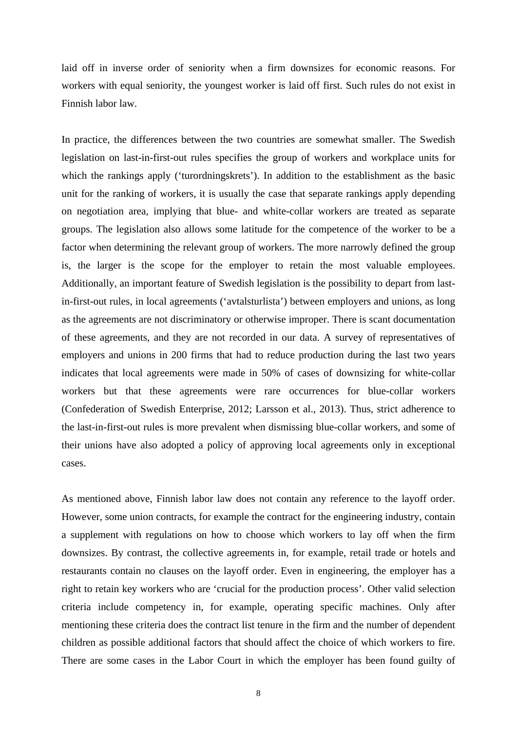laid off in inverse order of seniority when a firm downsizes for economic reasons. For workers with equal seniority, the youngest worker is laid off first. Such rules do not exist in Finnish labor law.

In practice, the differences between the two countries are somewhat smaller. The Swedish legislation on last-in-first-out rules specifies the group of workers and workplace units for which the rankings apply (‘turordningskrets’). In addition to the establishment as the basic unit for the ranking of workers, it is usually the case that separate rankings apply depending on negotiation area, implying that blue- and white-collar workers are treated as separate groups. The legislation also allows some latitude for the competence of the worker to be a factor when determining the relevant group of workers. The more narrowly defined the group is, the larger is the scope for the employer to retain the most valuable employees. Additionally, an important feature of Swedish legislation is the possibility to depart from last-in-first-out rules, in local agreements (‘avtalsturlista’) between employers and unions, as long as the agreements are not discriminatory or otherwise improper. There is scant documentation of these agreements, and they are not recorded in our data. A survey of representatives of employers and unions in 200 firms that had to reduce production during the last two years indicates that local agreements were made in 50% of cases of downsizing for white-collar workers but that these agreements were rare occurrences for blue-collar workers (Confederation of Swedish Enterprise, 2012; Larsson et al., 2013). Thus, strict adherence to the last-in-first-out rules is more prevalent when dismissing blue-collar workers, and some of their unions have also adopted a policy of approving local agreements only in exceptional cases.

As mentioned above, Finnish labor law does not contain any reference to the layoff order. However, some union contracts, for example the contract for the engineering industry, contain a supplement with regulations on how to choose which workers to lay off when the firm downsizes. By contrast, the collective agreements in, for example, retail trade or hotels and restaurants contain no clauses on the layoff order. Even in engineering, the employer has a right to retain key workers who are ‘crucial for the production process’. Other valid selection criteria include competency in, for example, operating specific machines. Only after mentioning these criteria does the contract list tenure in the firm and the number of dependent children as possible additional factors that should affect the choice of which workers to fire. There are some cases in the Labor Court in which the employer has been found guilty of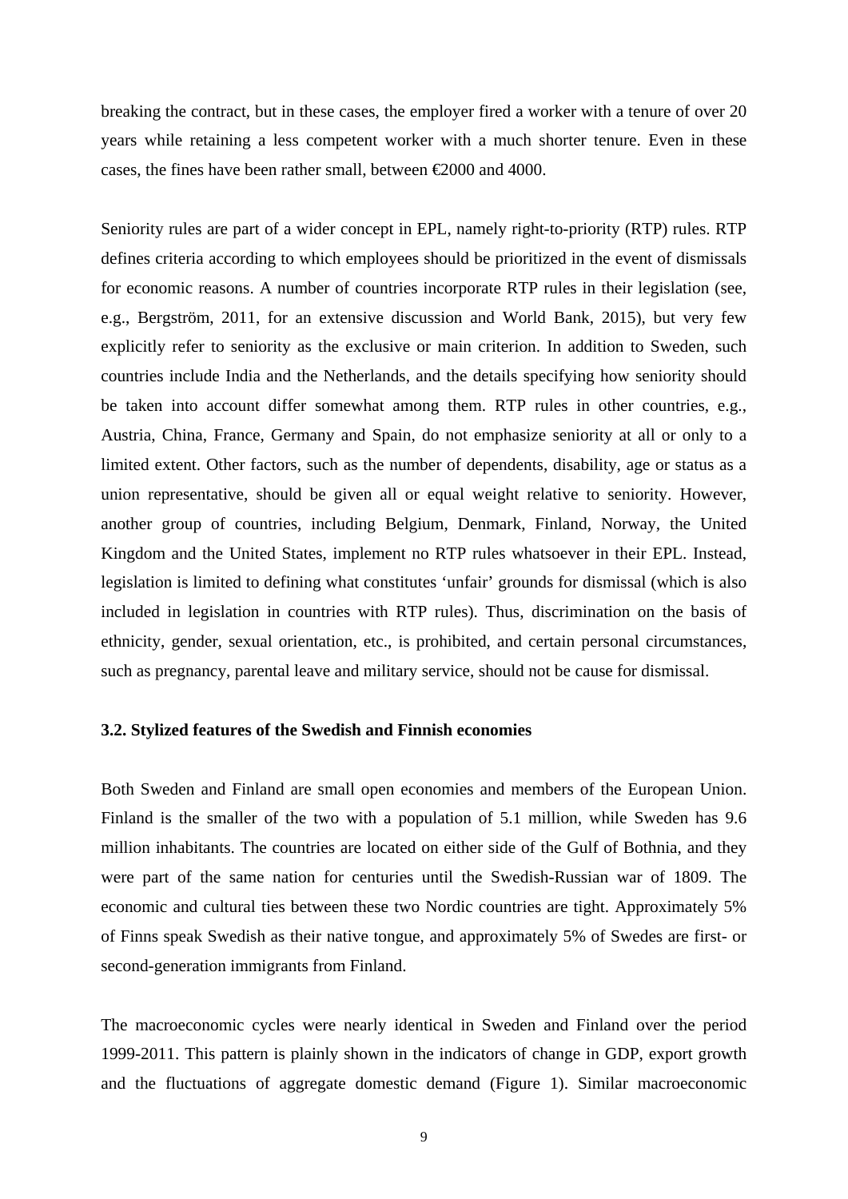breaking the contract, but in these cases, the employer fired a worker with a tenure of over 20 years while retaining a less competent worker with a much shorter tenure. Even in these cases, the fines have been rather small, between €2000 and 4000.

Seniority rules are part of a wider concept in EPL, namely right-to-priority (RTP) rules. RTP defines criteria according to which employees should be prioritized in the event of dismissals for economic reasons. A number of countries incorporate RTP rules in their legislation (see, e.g., Bergström, 2011, for an extensive discussion and World Bank, 2015), but very few explicitly refer to seniority as the exclusive or main criterion. In addition to Sweden, such countries include India and the Netherlands, and the details specifying how seniority should be taken into account differ somewhat among them. RTP rules in other countries, e.g., Austria, China, France, Germany and Spain, do not emphasize seniority at all or only to a limited extent. Other factors, such as the number of dependents, disability, age or status as a union representative, should be given all or equal weight relative to seniority. However, another group of countries, including Belgium, Denmark, Finland, Norway, the United Kingdom and the United States, implement no RTP rules whatsoever in their EPL. Instead, legislation is limited to defining what constitutes 'unfair' grounds for dismissal (which is also included in legislation in countries with RTP rules). Thus, discrimination on the basis of ethnicity, gender, sexual orientation, etc., is prohibited, and certain personal circumstances, such as pregnancy, parental leave and military service, should not be cause for dismissal.

### 3.2. Stylized features of the Swedish and Finnish economies

Both Sweden and Finland are small open economies and members of the European Union. Finland is the smaller of the two with a population of 5.1 million, while Sweden has 9.6 million inhabitants. The countries are located on either side of the Gulf of Bothnia, and they were part of the same nation for centuries until the Swedish-Russian war of 1809. The economic and cultural ties between these two Nordic countries are tight. Approximately 5% of Finns speak Swedish as their native tongue, and approximately 5% of Swedes are first- or second-generation immigrants from Finland.

The macroeconomic cycles were nearly identical in Sweden and Finland over the period 1999-2011. This pattern is plainly shown in the indicators of change in GDP, export growth and the fluctuations of aggregate domestic demand (Figure 1). Similar macroeconomic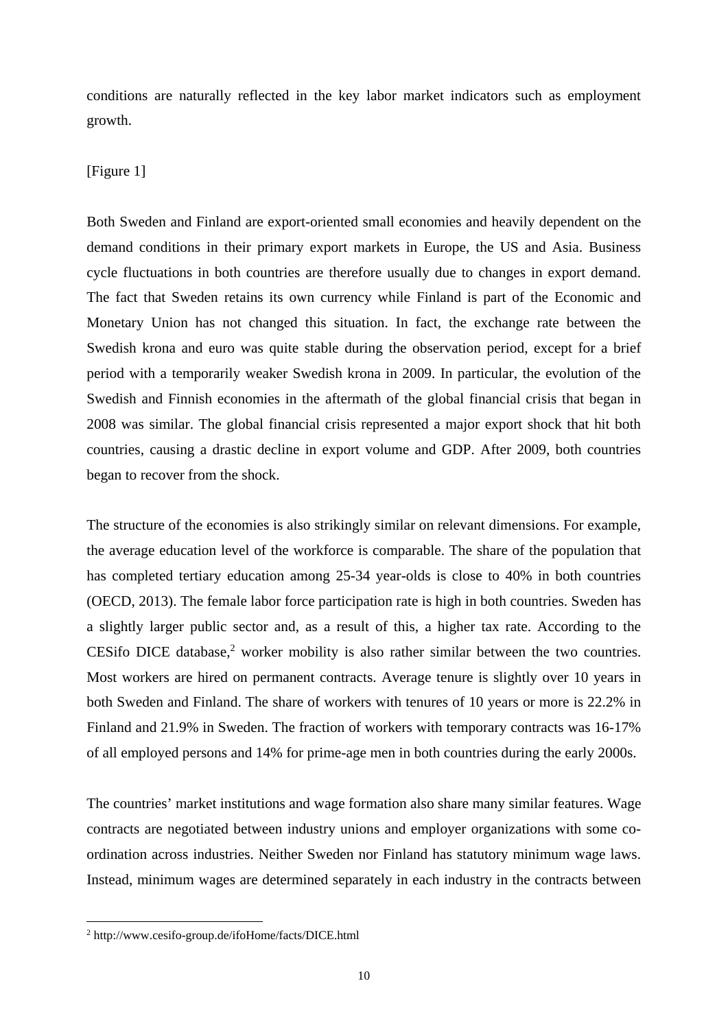conditions are naturally reflected in the key labor market indicators such as employment growth.

[Figure 1]

Both Sweden and Finland are export-oriented small economies and heavily dependent on the demand conditions in their primary export markets in Europe, the US and Asia. Business cycle fluctuations in both countries are therefore usually due to changes in export demand. The fact that Sweden retains its own currency while Finland is part of the Economic and Monetary Union has not changed this situation. In fact, the exchange rate between the Swedish krona and euro was quite stable during the observation period, except for a brief period with a temporarily weaker Swedish krona in 2009. In particular, the evolution of the Swedish and Finnish economies in the aftermath of the global financial crisis that began in 2008 was similar. The global financial crisis represented a major export shock that hit both countries, causing a drastic decline in export volume and GDP. After 2009, both countries began to recover from the shock.

The structure of the economies is also strikingly similar on relevant dimensions. For example, the average education level of the workforce is comparable. The share of the population that has completed tertiary education among 25-34 year-olds is close to 40% in both countries (OECD, 2013). The female labor force participation rate is high in both countries. Sweden has a slightly larger public sector and, as a result of this, a higher tax rate. According to the CESifo DICE database,[2] worker mobility is also rather similar between the two countries. Most workers are hired on permanent contracts. Average tenure is slightly over 10 years in both Sweden and Finland. The share of workers with tenures of 10 years or more is 22.2% in Finland and 21.9% in Sweden. The fraction of workers with temporary contracts was 16-17% of all employed persons and 14% for prime-age men in both countries during the early 2000s.

The countries' market institutions and wage formation also share many similar features. Wage contracts are negotiated between industry unions and employer organizations with some co-ordination across industries. Neither Sweden nor Finland has statutory minimum wage laws. Instead, minimum wages are determined separately in each industry in the contracts between

[2] http://www.cesifo-group.de/ifoHome/facts/DICE.html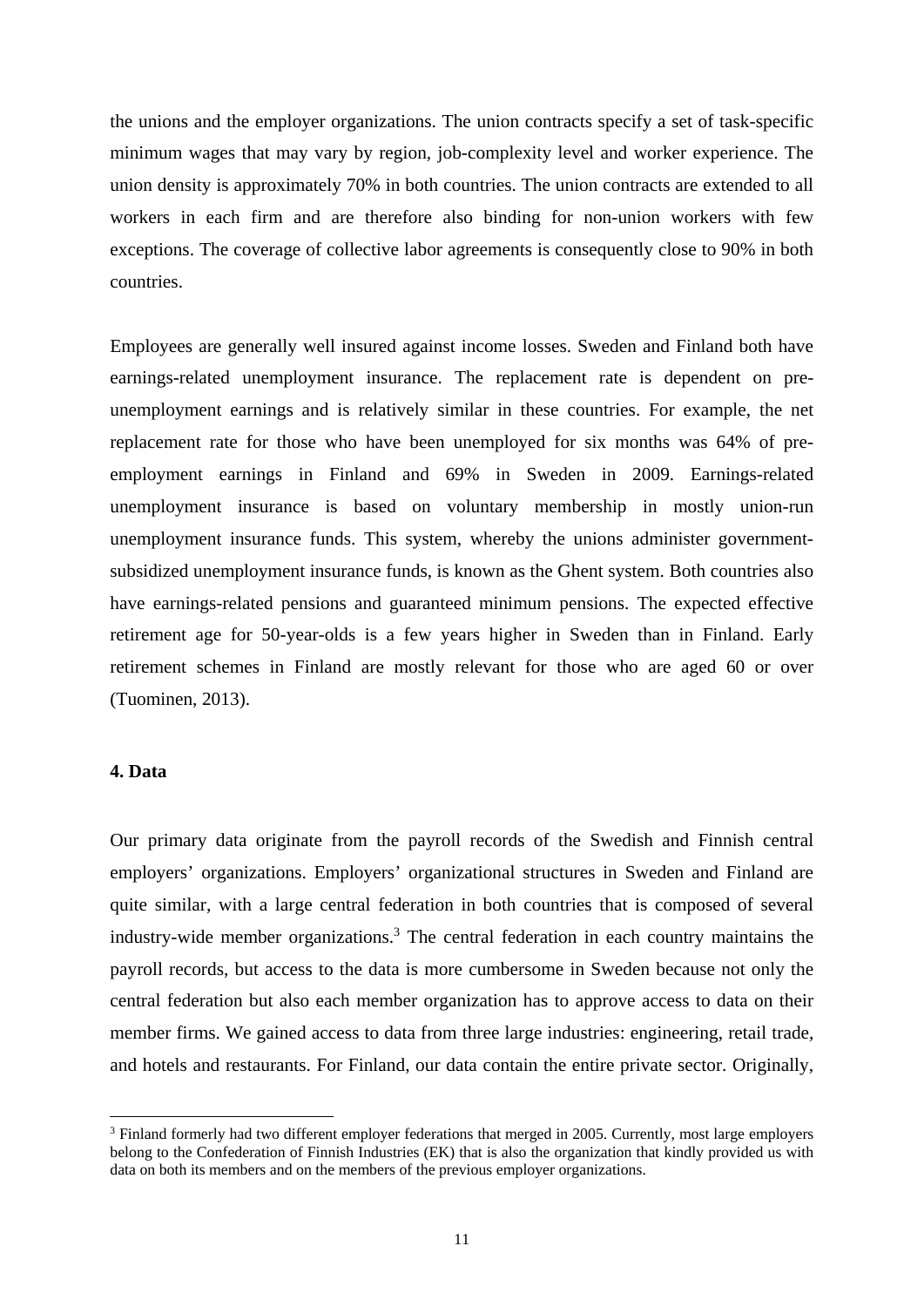the unions and the employer organizations. The union contracts specify a set of task-specific minimum wages that may vary by region, job-complexity level and worker experience. The union density is approximately 70% in both countries. The union contracts are extended to all workers in each firm and are therefore also binding for non-union workers with few exceptions. The coverage of collective labor agreements is consequently close to 90% in both countries.

Employees are generally well insured against income losses. Sweden and Finland both have earnings-related unemployment insurance. The replacement rate is dependent on pre-unemployment earnings and is relatively similar in these countries. For example, the net replacement rate for those who have been unemployed for six months was 64% of pre-employment earnings in Finland and 69% in Sweden in 2009. Earnings-related unemployment insurance is based on voluntary membership in mostly union-run unemployment insurance funds. This system, whereby the unions administer government-subsidized unemployment insurance funds, is known as the Ghent system. Both countries also have earnings-related pensions and guaranteed minimum pensions. The expected effective retirement age for 50-year-olds is a few years higher in Sweden than in Finland. Early retirement schemes in Finland are mostly relevant for those who are aged 60 or over (Tuominen, 2013).

## 4. Data

Our primary data originate from the payroll records of the Swedish and Finnish central employers' organizations. Employers' organizational structures in Sweden and Finland are quite similar, with a large central federation in both countries that is composed of several industry-wide member organizations.[3] The central federation in each country maintains the payroll records, but access to the data is more cumbersome in Sweden because not only the central federation but also each member organization has to approve access to data on their member firms. We gained access to data from three large industries: engineering, retail trade, and hotels and restaurants. For Finland, our data contain the entire private sector. Originally,

[3] Finland formerly had two different employer federations that merged in 2005. Currently, most large employers belong to the Confederation of Finnish Industries (EK) that is also the organization that kindly provided us with data on both its members and on the members of the previous employer organizations.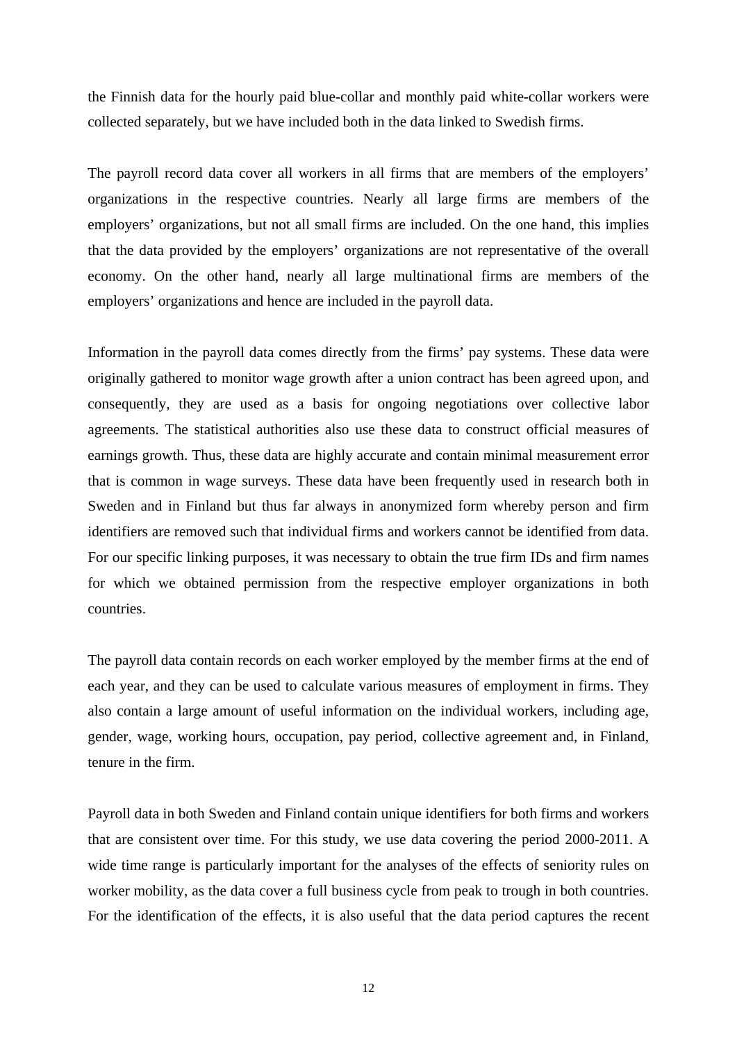the Finnish data for the hourly paid blue-collar and monthly paid white-collar workers were collected separately, but we have included both in the data linked to Swedish firms.

The payroll record data cover all workers in all firms that are members of the employers' organizations in the respective countries. Nearly all large firms are members of the employers' organizations, but not all small firms are included. On the one hand, this implies that the data provided by the employers' organizations are not representative of the overall economy. On the other hand, nearly all large multinational firms are members of the employers' organizations and hence are included in the payroll data.

Information in the payroll data comes directly from the firms' pay systems. These data were originally gathered to monitor wage growth after a union contract has been agreed upon, and consequently, they are used as a basis for ongoing negotiations over collective labor agreements. The statistical authorities also use these data to construct official measures of earnings growth. Thus, these data are highly accurate and contain minimal measurement error that is common in wage surveys. These data have been frequently used in research both in Sweden and in Finland but thus far always in anonymized form whereby person and firm identifiers are removed such that individual firms and workers cannot be identified from data. For our specific linking purposes, it was necessary to obtain the true firm IDs and firm names for which we obtained permission from the respective employer organizations in both countries.

The payroll data contain records on each worker employed by the member firms at the end of each year, and they can be used to calculate various measures of employment in firms. They also contain a large amount of useful information on the individual workers, including age, gender, wage, working hours, occupation, pay period, collective agreement and, in Finland, tenure in the firm.

Payroll data in both Sweden and Finland contain unique identifiers for both firms and workers that are consistent over time. For this study, we use data covering the period 2000-2011. A wide time range is particularly important for the analyses of the effects of seniority rules on worker mobility, as the data cover a full business cycle from peak to trough in both countries. For the identification of the effects, it is also useful that the data period captures the recent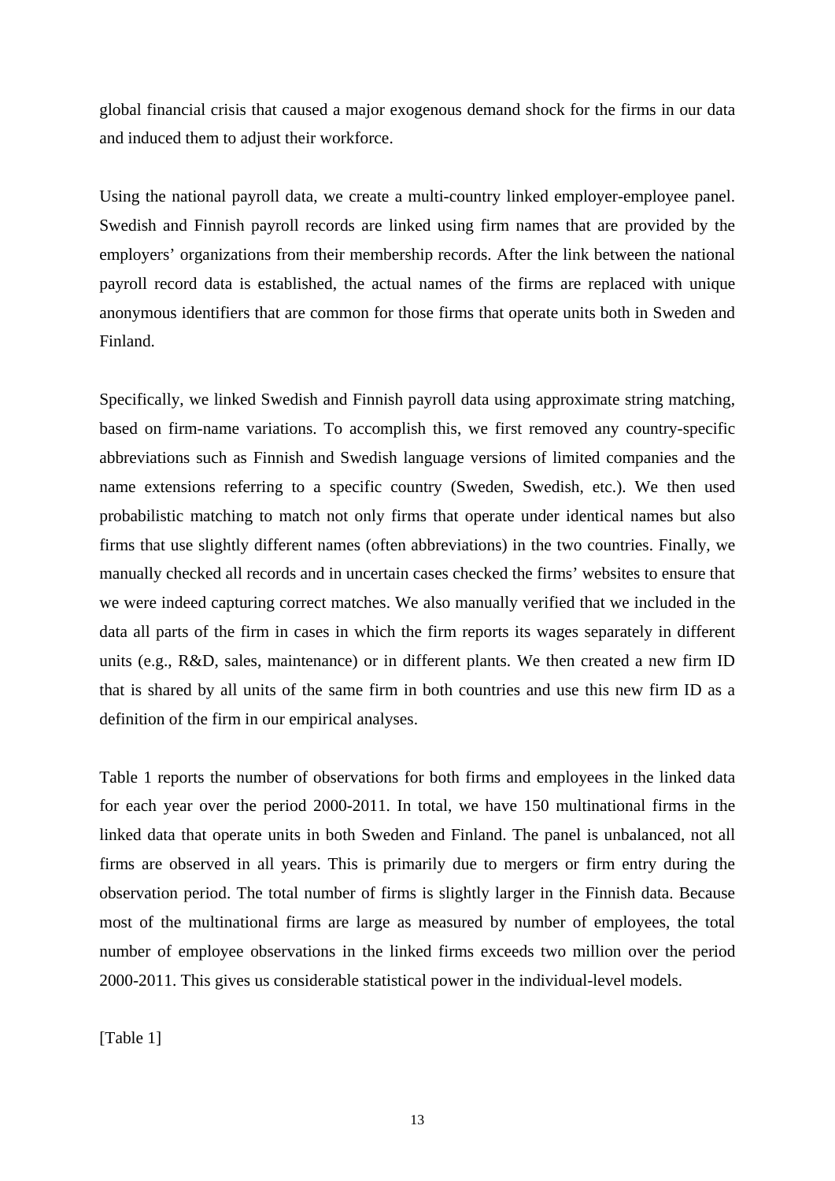global financial crisis that caused a major exogenous demand shock for the firms in our data and induced them to adjust their workforce.

Using the national payroll data, we create a multi-country linked employer-employee panel. Swedish and Finnish payroll records are linked using firm names that are provided by the employers' organizations from their membership records. After the link between the national payroll record data is established, the actual names of the firms are replaced with unique anonymous identifiers that are common for those firms that operate units both in Sweden and Finland.

Specifically, we linked Swedish and Finnish payroll data using approximate string matching, based on firm-name variations. To accomplish this, we first removed any country-specific abbreviations such as Finnish and Swedish language versions of limited companies and the name extensions referring to a specific country (Sweden, Swedish, etc.). We then used probabilistic matching to match not only firms that operate under identical names but also firms that use slightly different names (often abbreviations) in the two countries. Finally, we manually checked all records and in uncertain cases checked the firms' websites to ensure that we were indeed capturing correct matches. We also manually verified that we included in the data all parts of the firm in cases in which the firm reports its wages separately in different units (e.g., R&D, sales, maintenance) or in different plants. We then created a new firm ID that is shared by all units of the same firm in both countries and use this new firm ID as a definition of the firm in our empirical analyses.

Table 1 reports the number of observations for both firms and employees in the linked data for each year over the period 2000-2011. In total, we have 150 multinational firms in the linked data that operate units in both Sweden and Finland. The panel is unbalanced, not all firms are observed in all years. This is primarily due to mergers or firm entry during the observation period. The total number of firms is slightly larger in the Finnish data. Because most of the multinational firms are large as measured by number of employees, the total number of employee observations in the linked firms exceeds two million over the period 2000-2011. This gives us considerable statistical power in the individual-level models.

[Table 1]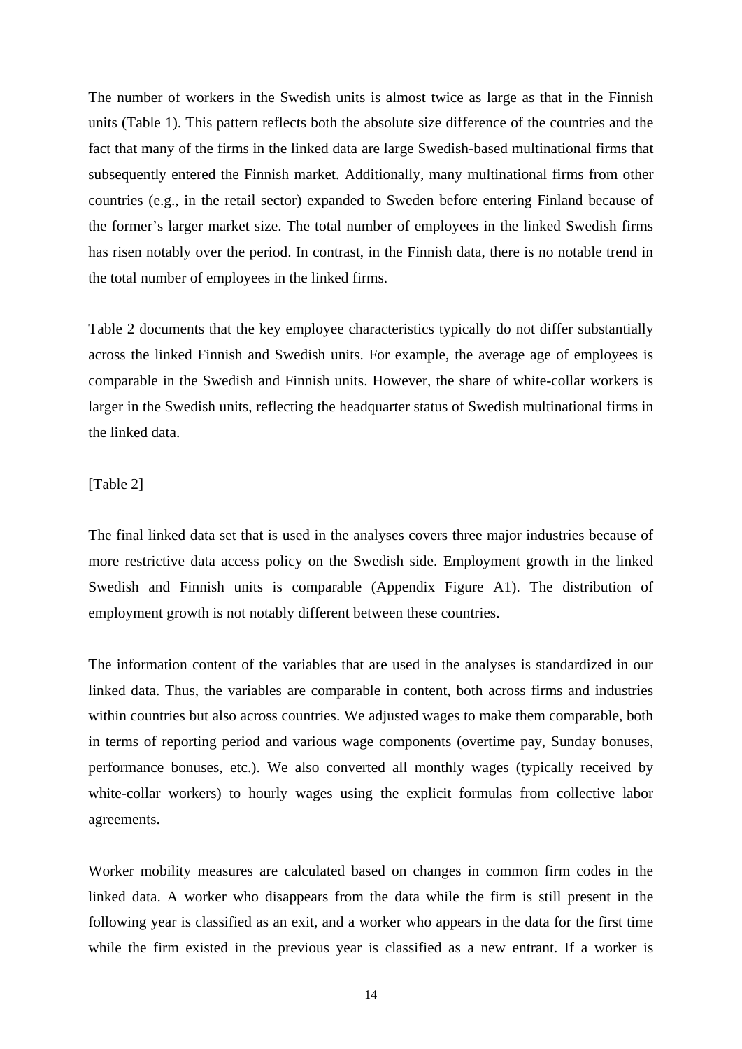The number of workers in the Swedish units is almost twice as large as that in the Finnish units (Table 1). This pattern reflects both the absolute size difference of the countries and the fact that many of the firms in the linked data are large Swedish-based multinational firms that subsequently entered the Finnish market. Additionally, many multinational firms from other countries (e.g., in the retail sector) expanded to Sweden before entering Finland because of the former's larger market size. The total number of employees in the linked Swedish firms has risen notably over the period. In contrast, in the Finnish data, there is no notable trend in the total number of employees in the linked firms.

Table 2 documents that the key employee characteristics typically do not differ substantially across the linked Finnish and Swedish units. For example, the average age of employees is comparable in the Swedish and Finnish units. However, the share of white-collar workers is larger in the Swedish units, reflecting the headquarter status of Swedish multinational firms in the linked data.

[Table 2]

The final linked data set that is used in the analyses covers three major industries because of more restrictive data access policy on the Swedish side. Employment growth in the linked Swedish and Finnish units is comparable (Appendix Figure A1). The distribution of employment growth is not notably different between these countries.

The information content of the variables that are used in the analyses is standardized in our linked data. Thus, the variables are comparable in content, both across firms and industries within countries but also across countries. We adjusted wages to make them comparable, both in terms of reporting period and various wage components (overtime pay, Sunday bonuses, performance bonuses, etc.). We also converted all monthly wages (typically received by white-collar workers) to hourly wages using the explicit formulas from collective labor agreements.

Worker mobility measures are calculated based on changes in common firm codes in the linked data. A worker who disappears from the data while the firm is still present in the following year is classified as an exit, and a worker who appears in the data for the first time while the firm existed in the previous year is classified as a new entrant. If a worker is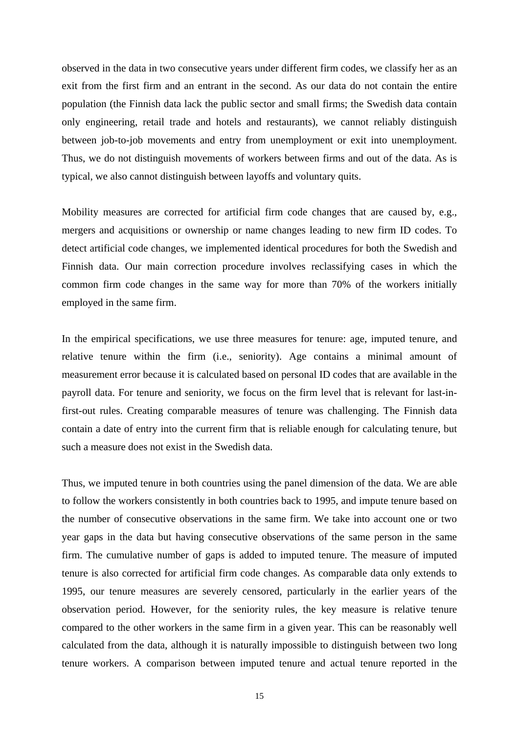observed in the data in two consecutive years under different firm codes, we classify her as an exit from the first firm and an entrant in the second. As our data do not contain the entire population (the Finnish data lack the public sector and small firms; the Swedish data contain only engineering, retail trade and hotels and restaurants), we cannot reliably distinguish between job-to-job movements and entry from unemployment or exit into unemployment. Thus, we do not distinguish movements of workers between firms and out of the data. As is typical, we also cannot distinguish between layoffs and voluntary quits.

Mobility measures are corrected for artificial firm code changes that are caused by, e.g., mergers and acquisitions or ownership or name changes leading to new firm ID codes. To detect artificial code changes, we implemented identical procedures for both the Swedish and Finnish data. Our main correction procedure involves reclassifying cases in which the common firm code changes in the same way for more than 70% of the workers initially employed in the same firm.

In the empirical specifications, we use three measures for tenure: age, imputed tenure, and relative tenure within the firm (i.e., seniority). Age contains a minimal amount of measurement error because it is calculated based on personal ID codes that are available in the payroll data. For tenure and seniority, we focus on the firm level that is relevant for last-in-first-out rules. Creating comparable measures of tenure was challenging. The Finnish data contain a date of entry into the current firm that is reliable enough for calculating tenure, but such a measure does not exist in the Swedish data.

Thus, we imputed tenure in both countries using the panel dimension of the data. We are able to follow the workers consistently in both countries back to 1995, and impute tenure based on the number of consecutive observations in the same firm. We take into account one or two year gaps in the data but having consecutive observations of the same person in the same firm. The cumulative number of gaps is added to imputed tenure. The measure of imputed tenure is also corrected for artificial firm code changes. As comparable data only extends to 1995, our tenure measures are severely censored, particularly in the earlier years of the observation period. However, for the seniority rules, the key measure is relative tenure compared to the other workers in the same firm in a given year. This can be reasonably well calculated from the data, although it is naturally impossible to distinguish between two long tenure workers. A comparison between imputed tenure and actual tenure reported in the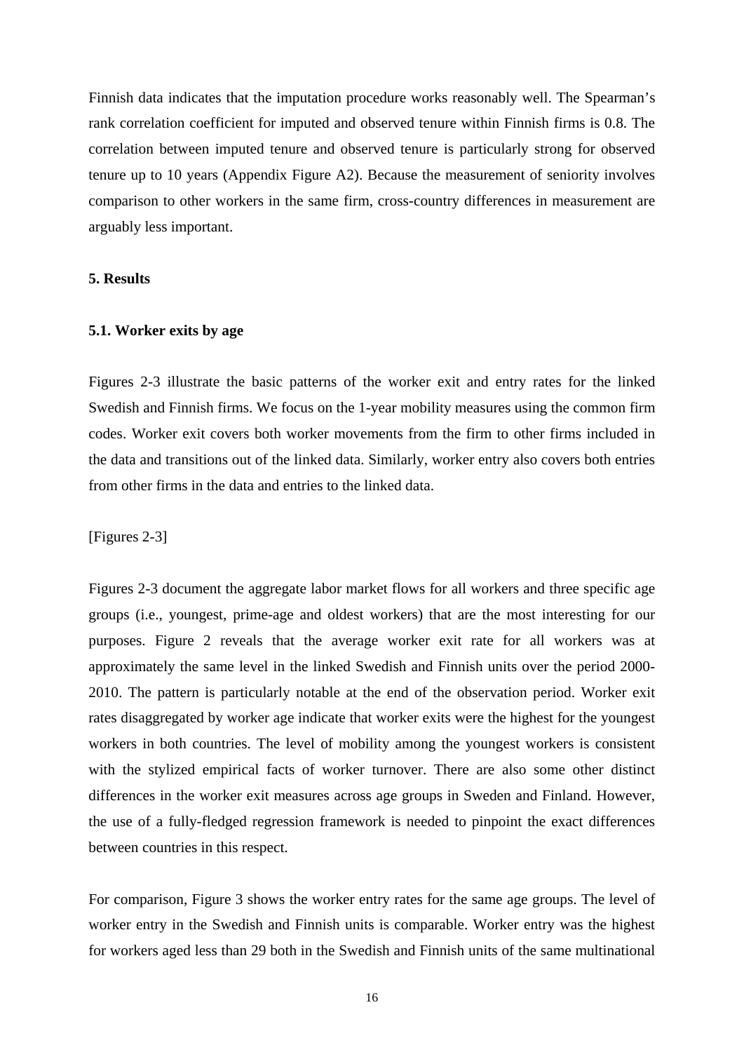Finnish data indicates that the imputation procedure works reasonably well. The Spearman's rank correlation coefficient for imputed and observed tenure within Finnish firms is 0.8. The correlation between imputed tenure and observed tenure is particularly strong for observed tenure up to 10 years (Appendix Figure A2). Because the measurement of seniority involves comparison to other workers in the same firm, cross-country differences in measurement are arguably less important.

## 5. Results

### 5.1. Worker exits by age

Figures 2-3 illustrate the basic patterns of the worker exit and entry rates for the linked Swedish and Finnish firms. We focus on the 1-year mobility measures using the common firm codes. Worker exit covers both worker movements from the firm to other firms included in the data and transitions out of the linked data. Similarly, worker entry also covers both entries from other firms in the data and entries to the linked data.

[Figures 2-3]

Figures 2-3 document the aggregate labor market flows for all workers and three specific age groups (i.e., youngest, prime-age and oldest workers) that are the most interesting for our purposes. Figure 2 reveals that the average worker exit rate for all workers was at approximately the same level in the linked Swedish and Finnish units over the period 2000-2010. The pattern is particularly notable at the end of the observation period. Worker exit rates disaggregated by worker age indicate that worker exits were the highest for the youngest workers in both countries. The level of mobility among the youngest workers is consistent with the stylized empirical facts of worker turnover. There are also some other distinct differences in the worker exit measures across age groups in Sweden and Finland. However, the use of a fully-fledged regression framework is needed to pinpoint the exact differences between countries in this respect.

For comparison, Figure 3 shows the worker entry rates for the same age groups. The level of worker entry in the Swedish and Finnish units is comparable. Worker entry was the highest for workers aged less than 29 both in the Swedish and Finnish units of the same multinational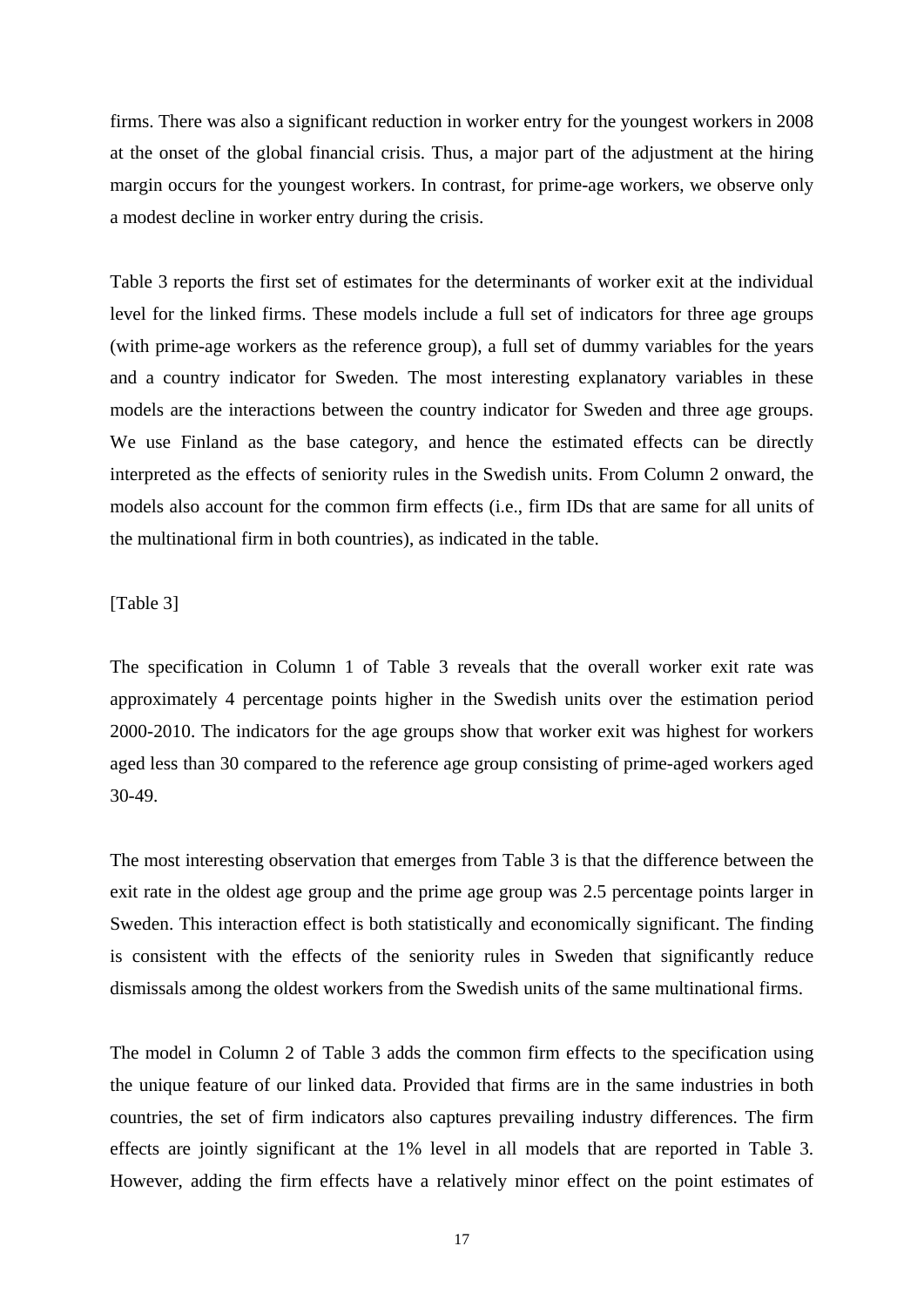firms. There was also a significant reduction in worker entry for the youngest workers in 2008 at the onset of the global financial crisis. Thus, a major part of the adjustment at the hiring margin occurs for the youngest workers. In contrast, for prime-age workers, we observe only a modest decline in worker entry during the crisis.

Table 3 reports the first set of estimates for the determinants of worker exit at the individual level for the linked firms. These models include a full set of indicators for three age groups (with prime-age workers as the reference group), a full set of dummy variables for the years and a country indicator for Sweden. The most interesting explanatory variables in these models are the interactions between the country indicator for Sweden and three age groups. We use Finland as the base category, and hence the estimated effects can be directly interpreted as the effects of seniority rules in the Swedish units. From Column 2 onward, the models also account for the common firm effects (i.e., firm IDs that are same for all units of the multinational firm in both countries), as indicated in the table.

[Table 3]

The specification in Column 1 of Table 3 reveals that the overall worker exit rate was approximately 4 percentage points higher in the Swedish units over the estimation period 2000-2010. The indicators for the age groups show that worker exit was highest for workers aged less than 30 compared to the reference age group consisting of prime-aged workers aged 30-49.

The most interesting observation that emerges from Table 3 is that the difference between the exit rate in the oldest age group and the prime age group was 2.5 percentage points larger in Sweden. This interaction effect is both statistically and economically significant. The finding is consistent with the effects of the seniority rules in Sweden that significantly reduce dismissals among the oldest workers from the Swedish units of the same multinational firms.

The model in Column 2 of Table 3 adds the common firm effects to the specification using the unique feature of our linked data. Provided that firms are in the same industries in both countries, the set of firm indicators also captures prevailing industry differences. The firm effects are jointly significant at the 1% level in all models that are reported in Table 3. However, adding the firm effects have a relatively minor effect on the point estimates of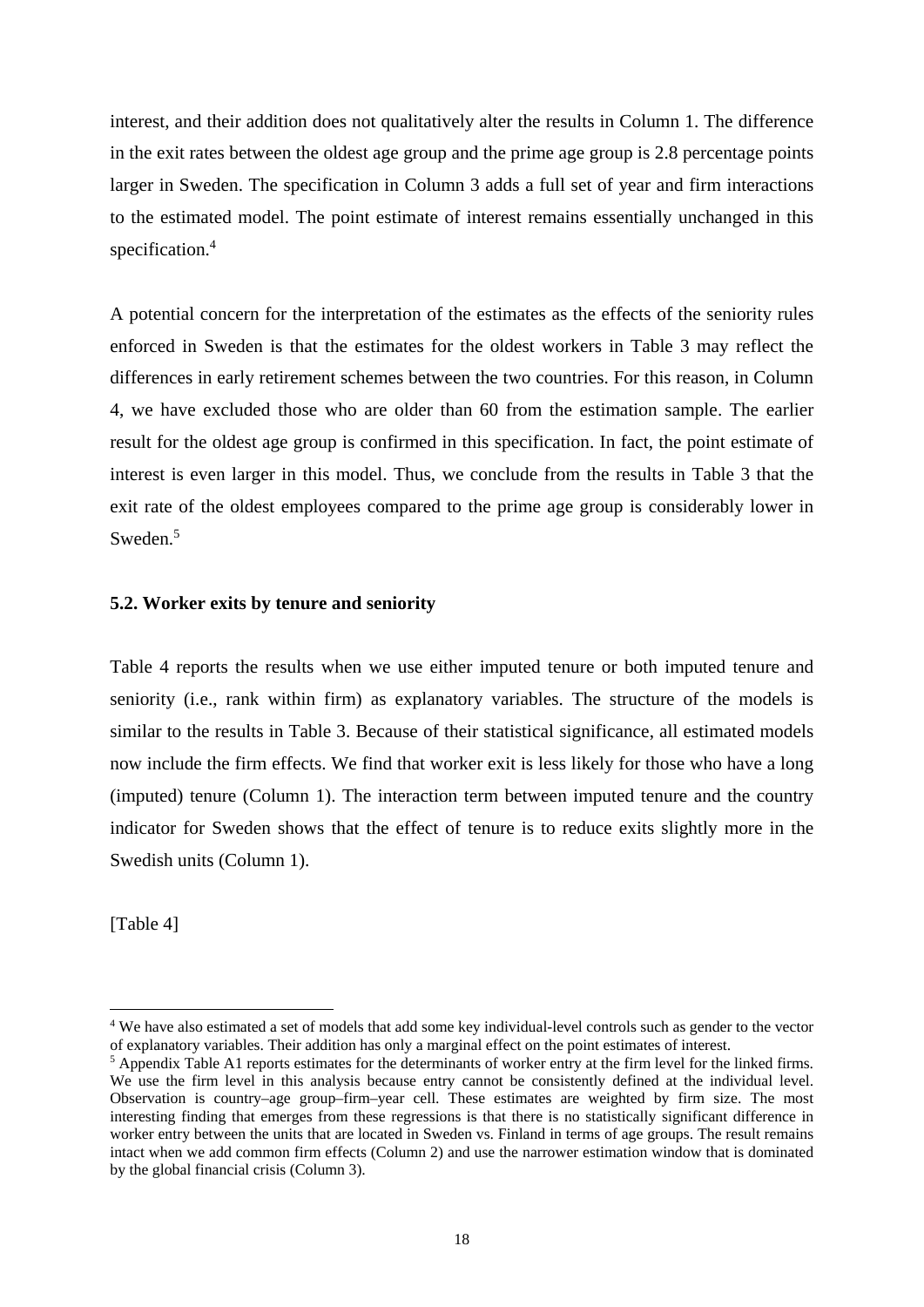interest, and their addition does not qualitatively alter the results in Column 1. The difference in the exit rates between the oldest age group and the prime age group is 2.8 percentage points larger in Sweden. The specification in Column 3 adds a full set of year and firm interactions to the estimated model. The point estimate of interest remains essentially unchanged in this specification.[4]

A potential concern for the interpretation of the estimates as the effects of the seniority rules enforced in Sweden is that the estimates for the oldest workers in Table 3 may reflect the differences in early retirement schemes between the two countries. For this reason, in Column 4, we have excluded those who are older than 60 from the estimation sample. The earlier result for the oldest age group is confirmed in this specification. In fact, the point estimate of interest is even larger in this model. Thus, we conclude from the results in Table 3 that the exit rate of the oldest employees compared to the prime age group is considerably lower in Sweden.[5]

### 5.2. Worker exits by tenure and seniority

Table 4 reports the results when we use either imputed tenure or both imputed tenure and seniority (i.e., rank within firm) as explanatory variables. The structure of the models is similar to the results in Table 3. Because of their statistical significance, all estimated models now include the firm effects. We find that worker exit is less likely for those who have a long (imputed) tenure (Column 1). The interaction term between imputed tenure and the country indicator for Sweden shows that the effect of tenure is to reduce exits slightly more in the Swedish units (Column 1).

[Table 4]

---

[4] We have also estimated a set of models that add some key individual-level controls such as gender to the vector of explanatory variables. Their addition has only a marginal effect on the point estimates of interest.

[5] Appendix Table A1 reports estimates for the determinants of worker entry at the firm level for the linked firms. We use the firm level in this analysis because entry cannot be consistently defined at the individual level. Observation is country–age group–firm–year cell. These estimates are weighted by firm size. The most interesting finding that emerges from these regressions is that there is no statistically significant difference in worker entry between the units that are located in Sweden vs. Finland in terms of age groups. The result remains intact when we add common firm effects (Column 2) and use the narrower estimation window that is dominated by the global financial crisis (Column 3).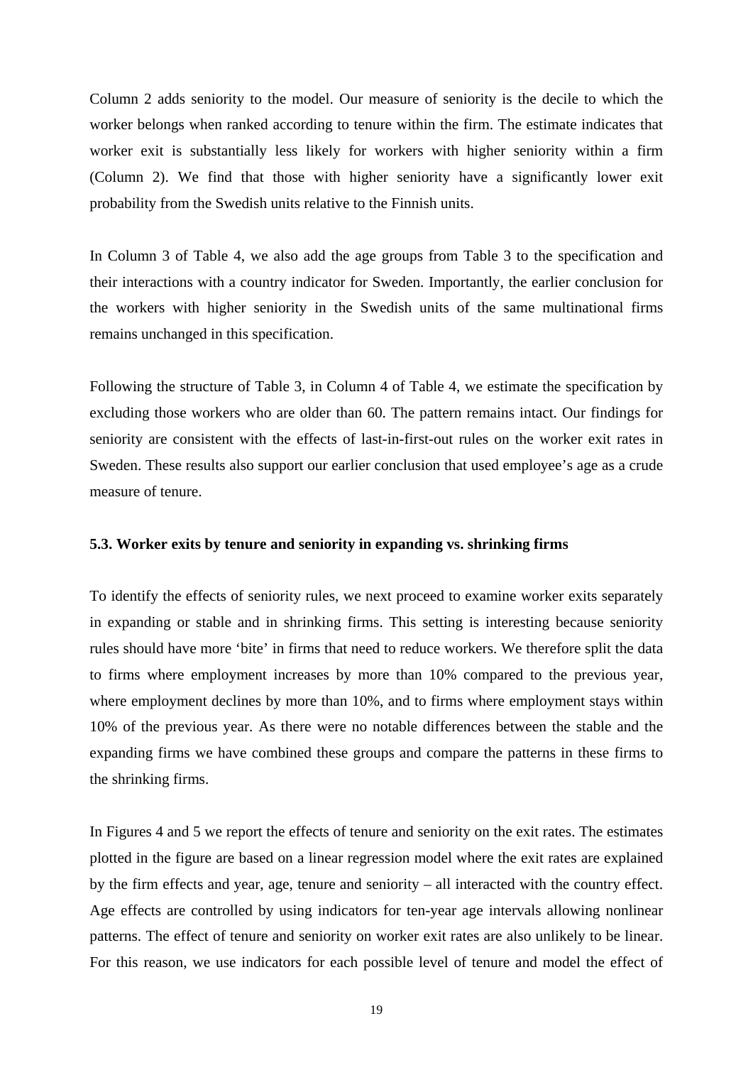Column 2 adds seniority to the model. Our measure of seniority is the decile to which the worker belongs when ranked according to tenure within the firm. The estimate indicates that worker exit is substantially less likely for workers with higher seniority within a firm (Column 2). We find that those with higher seniority have a significantly lower exit probability from the Swedish units relative to the Finnish units.

In Column 3 of Table 4, we also add the age groups from Table 3 to the specification and their interactions with a country indicator for Sweden. Importantly, the earlier conclusion for the workers with higher seniority in the Swedish units of the same multinational firms remains unchanged in this specification.

Following the structure of Table 3, in Column 4 of Table 4, we estimate the specification by excluding those workers who are older than 60. The pattern remains intact. Our findings for seniority are consistent with the effects of last-in-first-out rules on the worker exit rates in Sweden. These results also support our earlier conclusion that used employee's age as a crude measure of tenure.

### 5.3. Worker exits by tenure and seniority in expanding vs. shrinking firms

To identify the effects of seniority rules, we next proceed to examine worker exits separately in expanding or stable and in shrinking firms. This setting is interesting because seniority rules should have more 'bite' in firms that need to reduce workers. We therefore split the data to firms where employment increases by more than 10% compared to the previous year, where employment declines by more than 10%, and to firms where employment stays within 10% of the previous year. As there were no notable differences between the stable and the expanding firms we have combined these groups and compare the patterns in these firms to the shrinking firms.

In Figures 4 and 5 we report the effects of tenure and seniority on the exit rates. The estimates plotted in the figure are based on a linear regression model where the exit rates are explained by the firm effects and year, age, tenure and seniority – all interacted with the country effect. Age effects are controlled by using indicators for ten-year age intervals allowing nonlinear patterns. The effect of tenure and seniority on worker exit rates are also unlikely to be linear. For this reason, we use indicators for each possible level of tenure and model the effect of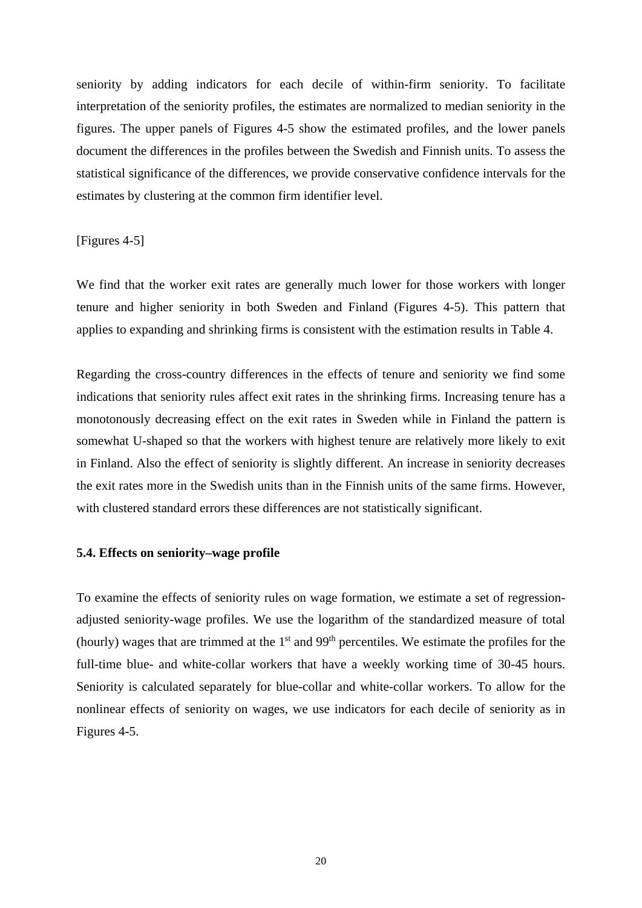seniority by adding indicators for each decile of within-firm seniority. To facilitate interpretation of the seniority profiles, the estimates are normalized to median seniority in the figures. The upper panels of Figures 4-5 show the estimated profiles, and the lower panels document the differences in the profiles between the Swedish and Finnish units. To assess the statistical significance of the differences, we provide conservative confidence intervals for the estimates by clustering at the common firm identifier level.

[Figures 4-5]

We find that the worker exit rates are generally much lower for those workers with longer tenure and higher seniority in both Sweden and Finland (Figures 4-5). This pattern that applies to expanding and shrinking firms is consistent with the estimation results in Table 4.

Regarding the cross-country differences in the effects of tenure and seniority we find some indications that seniority rules affect exit rates in the shrinking firms. Increasing tenure has a monotonously decreasing effect on the exit rates in Sweden while in Finland the pattern is somewhat U-shaped so that the workers with highest tenure are relatively more likely to exit in Finland. Also the effect of seniority is slightly different. An increase in seniority decreases the exit rates more in the Swedish units than in the Finnish units of the same firms. However, with clustered standard errors these differences are not statistically significant.

### 5.4. Effects on seniority–wage profile

To examine the effects of seniority rules on wage formation, we estimate a set of regression-adjusted seniority-wage profiles. We use the logarithm of the standardized measure of total (hourly) wages that are trimmed at the 1st and 99th percentiles. We estimate the profiles for the full-time blue- and white-collar workers that have a weekly working time of 30-45 hours. Seniority is calculated separately for blue-collar and white-collar workers. To allow for the nonlinear effects of seniority on wages, we use indicators for each decile of seniority as in Figures 4-5.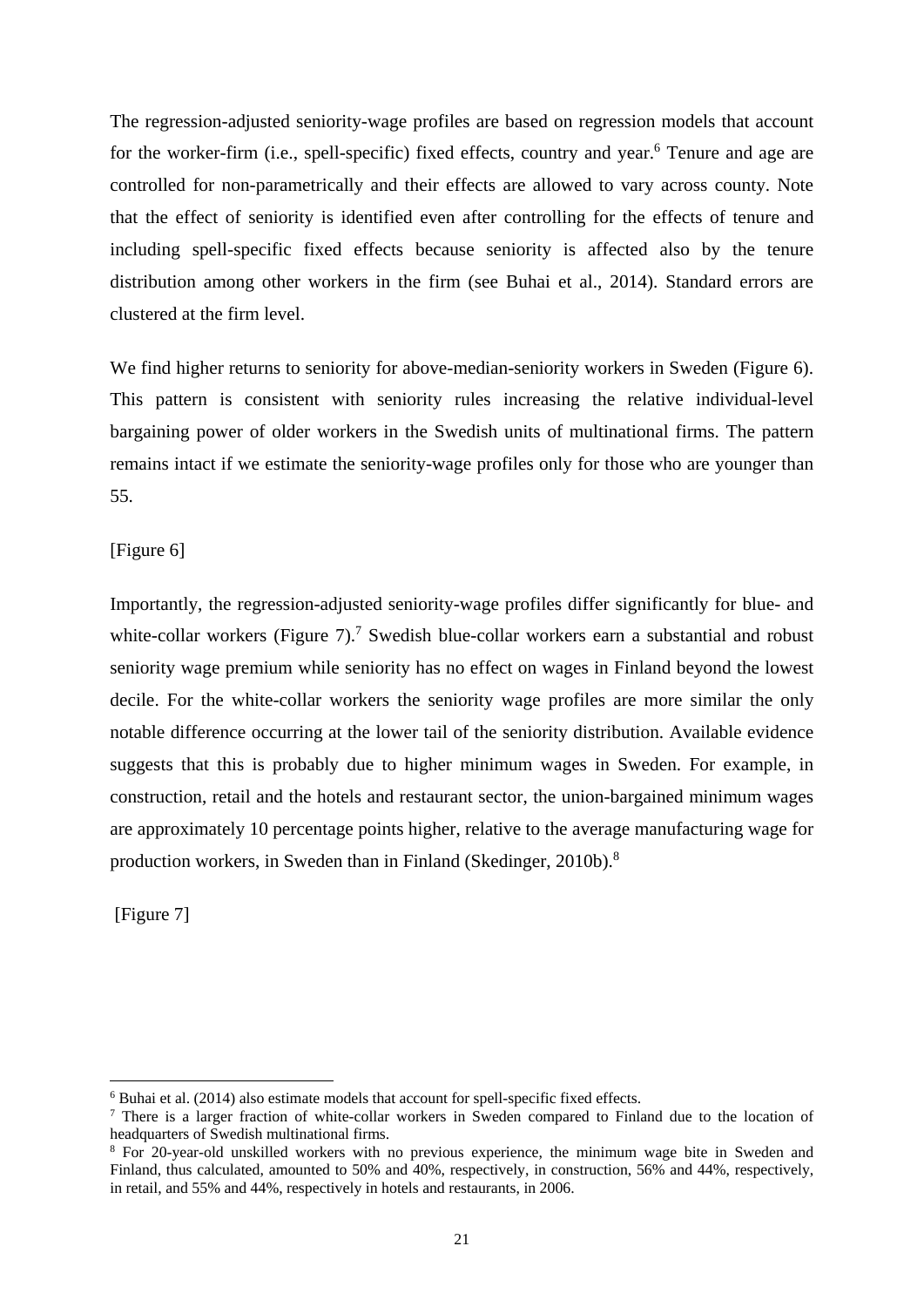The regression-adjusted seniority-wage profiles are based on regression models that account for the worker-firm (i.e., spell-specific) fixed effects, country and year.[6] Tenure and age are controlled for non-parametrically and their effects are allowed to vary across county. Note that the effect of seniority is identified even after controlling for the effects of tenure and including spell-specific fixed effects because seniority is affected also by the tenure distribution among other workers in the firm (see Buhai et al., 2014). Standard errors are clustered at the firm level.

We find higher returns to seniority for above-median-seniority workers in Sweden (Figure 6). This pattern is consistent with seniority rules increasing the relative individual-level bargaining power of older workers in the Swedish units of multinational firms. The pattern remains intact if we estimate the seniority-wage profiles only for those who are younger than 55.

[Figure 6]

Importantly, the regression-adjusted seniority-wage profiles differ significantly for blue- and white-collar workers (Figure 7).[7] Swedish blue-collar workers earn a substantial and robust seniority wage premium while seniority has no effect on wages in Finland beyond the lowest decile. For the white-collar workers the seniority wage profiles are more similar the only notable difference occurring at the lower tail of the seniority distribution. Available evidence suggests that this is probably due to higher minimum wages in Sweden. For example, in construction, retail and the hotels and restaurant sector, the union-bargained minimum wages are approximately 10 percentage points higher, relative to the average manufacturing wage for production workers, in Sweden than in Finland (Skedinger, 2010b).[8]

[Figure 7]

---

[6] Buhai et al. (2014) also estimate models that account for spell-specific fixed effects.

[7] There is a larger fraction of white-collar workers in Sweden compared to Finland due to the location of headquarters of Swedish multinational firms.

[8] For 20-year-old unskilled workers with no previous experience, the minimum wage bite in Sweden and Finland, thus calculated, amounted to 50% and 40%, respectively, in construction, 56% and 44%, respectively, in retail, and 55% and 44%, respectively in hotels and restaurants, in 2006.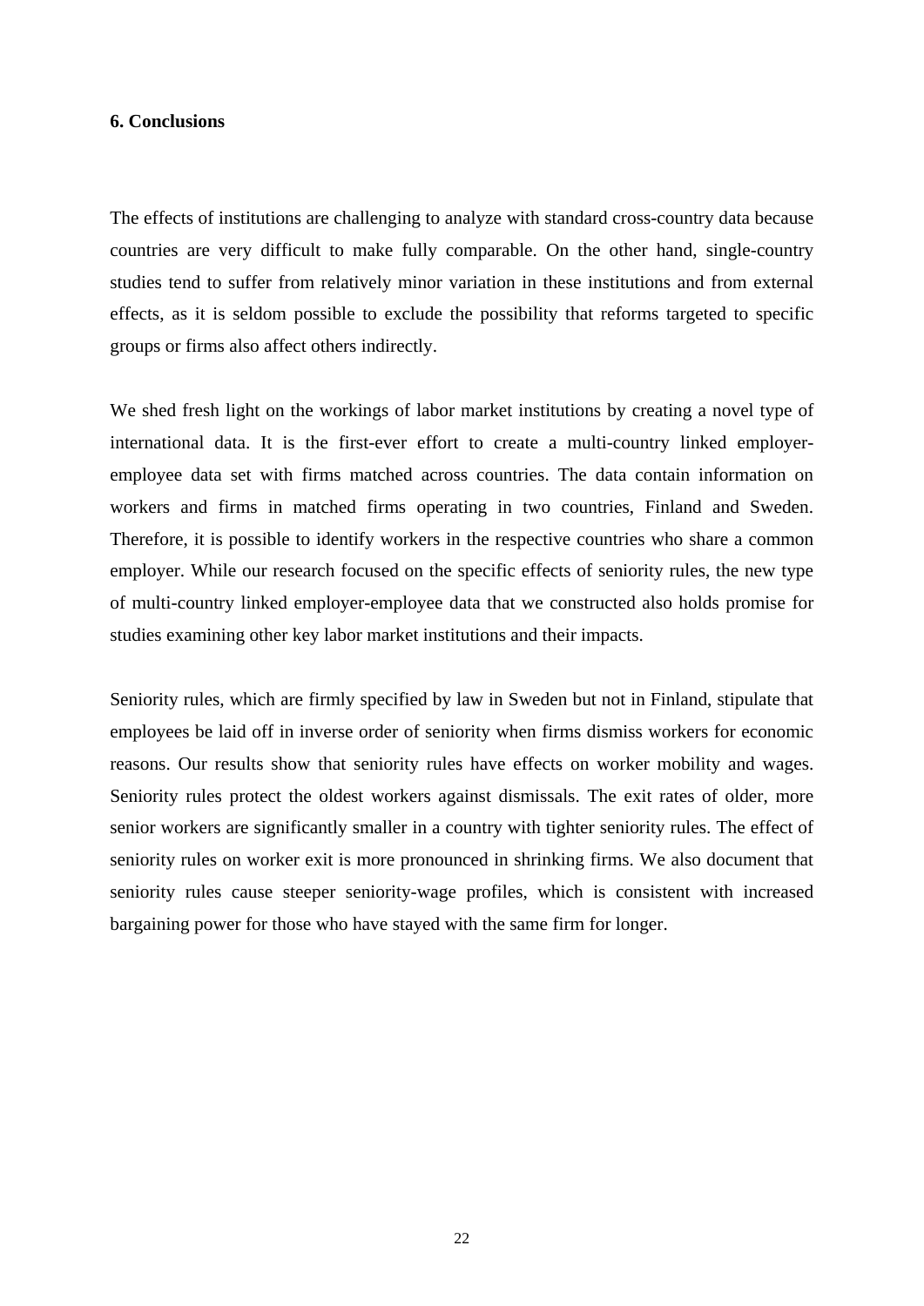## 6. Conclusions

The effects of institutions are challenging to analyze with standard cross-country data because countries are very difficult to make fully comparable. On the other hand, single-country studies tend to suffer from relatively minor variation in these institutions and from external effects, as it is seldom possible to exclude the possibility that reforms targeted to specific groups or firms also affect others indirectly.

We shed fresh light on the workings of labor market institutions by creating a novel type of international data. It is the first-ever effort to create a multi-country linked employer-employee data set with firms matched across countries. The data contain information on workers and firms in matched firms operating in two countries, Finland and Sweden. Therefore, it is possible to identify workers in the respective countries who share a common employer. While our research focused on the specific effects of seniority rules, the new type of multi-country linked employer-employee data that we constructed also holds promise for studies examining other key labor market institutions and their impacts.

Seniority rules, which are firmly specified by law in Sweden but not in Finland, stipulate that employees be laid off in inverse order of seniority when firms dismiss workers for economic reasons. Our results show that seniority rules have effects on worker mobility and wages. Seniority rules protect the oldest workers against dismissals. The exit rates of older, more senior workers are significantly smaller in a country with tighter seniority rules. The effect of seniority rules on worker exit is more pronounced in shrinking firms. We also document that seniority rules cause steeper seniority-wage profiles, which is consistent with increased bargaining power for those who have stayed with the same firm for longer.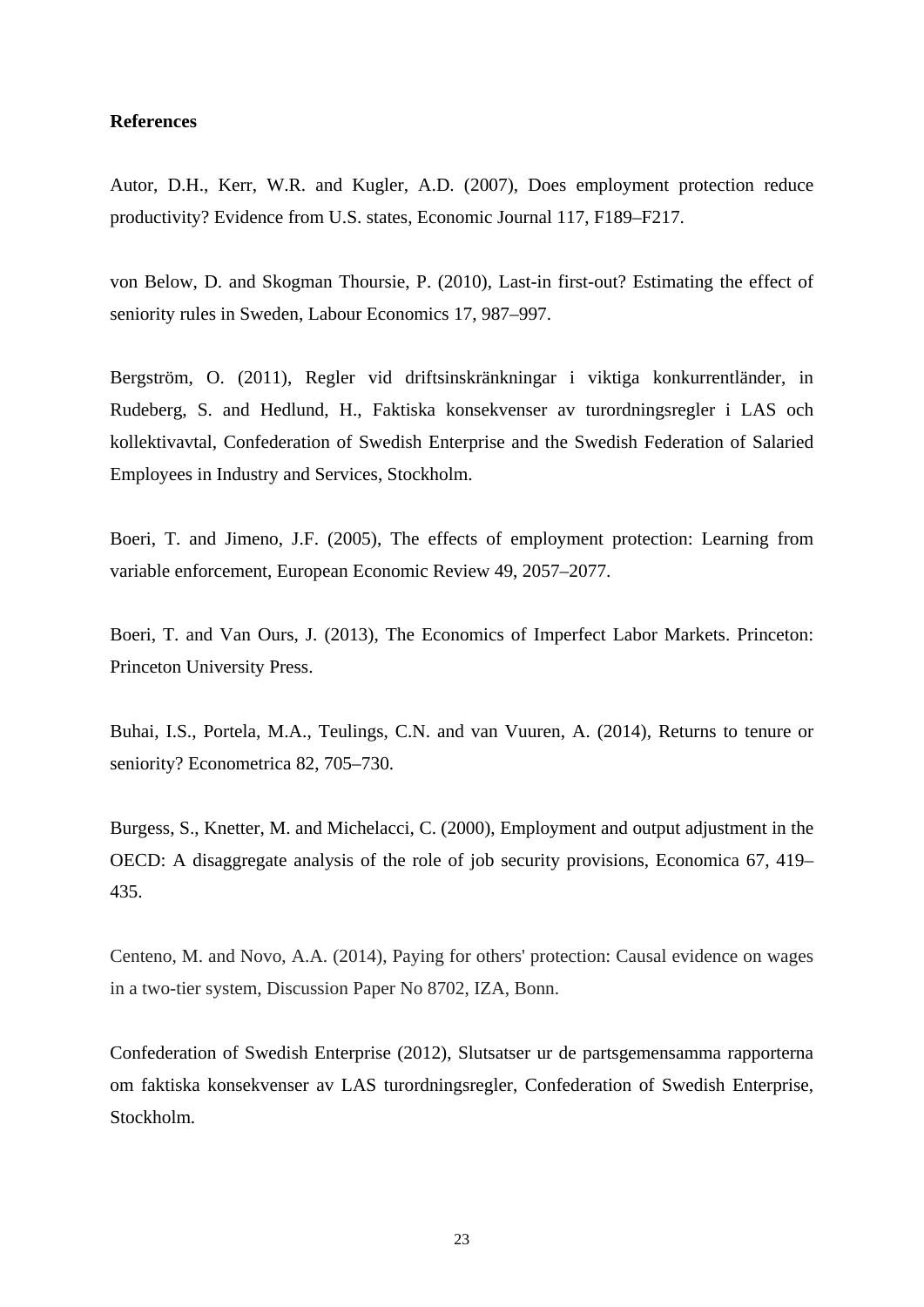**References**

Autor, D.H., Kerr, W.R. and Kugler, A.D. (2007), Does employment protection reduce productivity? Evidence from U.S. states, Economic Journal 117, F189–F217.

von Below, D. and Skogman Thoursie, P. (2010), Last-in first-out? Estimating the effect of seniority rules in Sweden, Labour Economics 17, 987–997.

Bergström, O. (2011), Regler vid driftsinskränkningar i viktiga konkurrentländer, in Rudeberg, S. and Hedlund, H., Faktiska konsekvenser av turordningsregler i LAS och kollektivavtal, Confederation of Swedish Enterprise and the Swedish Federation of Salaried Employees in Industry and Services, Stockholm.

Boeri, T. and Jimeno, J.F. (2005), The effects of employment protection: Learning from variable enforcement, European Economic Review 49, 2057–2077.

Boeri, T. and Van Ours, J. (2013), The Economics of Imperfect Labor Markets. Princeton: Princeton University Press.

Buhai, I.S., Portela, M.A., Teulings, C.N. and van Vuuren, A. (2014), Returns to tenure or seniority? Econometrica 82, 705–730.

Burgess, S., Knetter, M. and Michelacci, C. (2000), Employment and output adjustment in the OECD: A disaggregate analysis of the role of job security provisions, Economica 67, 419–435.

Centeno, M. and Novo, A.A. (2014), Paying for others' protection: Causal evidence on wages in a two-tier system, Discussion Paper No 8702, IZA, Bonn.

Confederation of Swedish Enterprise (2012), Slutsatser ur de partsgemensamma rapporterna om faktiska konsekvenser av LAS turordningsregler, Confederation of Swedish Enterprise, Stockholm.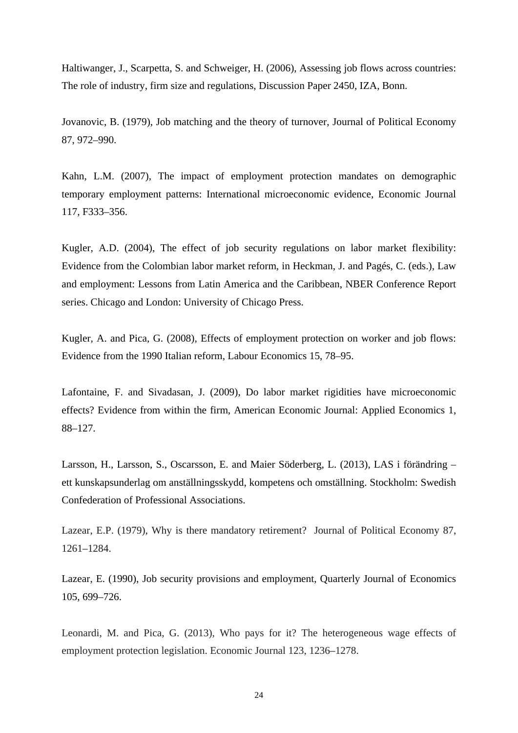Haltiwanger, J., Scarpetta, S. and Schweiger, H. (2006), Assessing job flows across countries: The role of industry, firm size and regulations, Discussion Paper 2450, IZA, Bonn.

Jovanovic, B. (1979), Job matching and the theory of turnover, Journal of Political Economy 87, 972–990.

Kahn, L.M. (2007), The impact of employment protection mandates on demographic temporary employment patterns: International microeconomic evidence, Economic Journal 117, F333–356.

Kugler, A.D. (2004), The effect of job security regulations on labor market flexibility: Evidence from the Colombian labor market reform, in Heckman, J. and Pagés, C. (eds.), Law and employment: Lessons from Latin America and the Caribbean, NBER Conference Report series. Chicago and London: University of Chicago Press.

Kugler, A. and Pica, G. (2008), Effects of employment protection on worker and job flows: Evidence from the 1990 Italian reform, Labour Economics 15, 78–95.

Lafontaine, F. and Sivadasan, J. (2009), Do labor market rigidities have microeconomic effects? Evidence from within the firm, American Economic Journal: Applied Economics 1, 88–127.

Larsson, H., Larsson, S., Oscarsson, E. and Maier Söderberg, L. (2013), LAS i förändring – ett kunskapsunderlag om anställningsskydd, kompetens och omställning. Stockholm: Swedish Confederation of Professional Associations.

Lazear, E.P. (1979), Why is there mandatory retirement? Journal of Political Economy 87, 1261–1284.

Lazear, E. (1990), Job security provisions and employment, Quarterly Journal of Economics 105, 699–726.

Leonardi, M. and Pica, G. (2013), Who pays for it? The heterogeneous wage effects of employment protection legislation. Economic Journal 123, 1236–1278.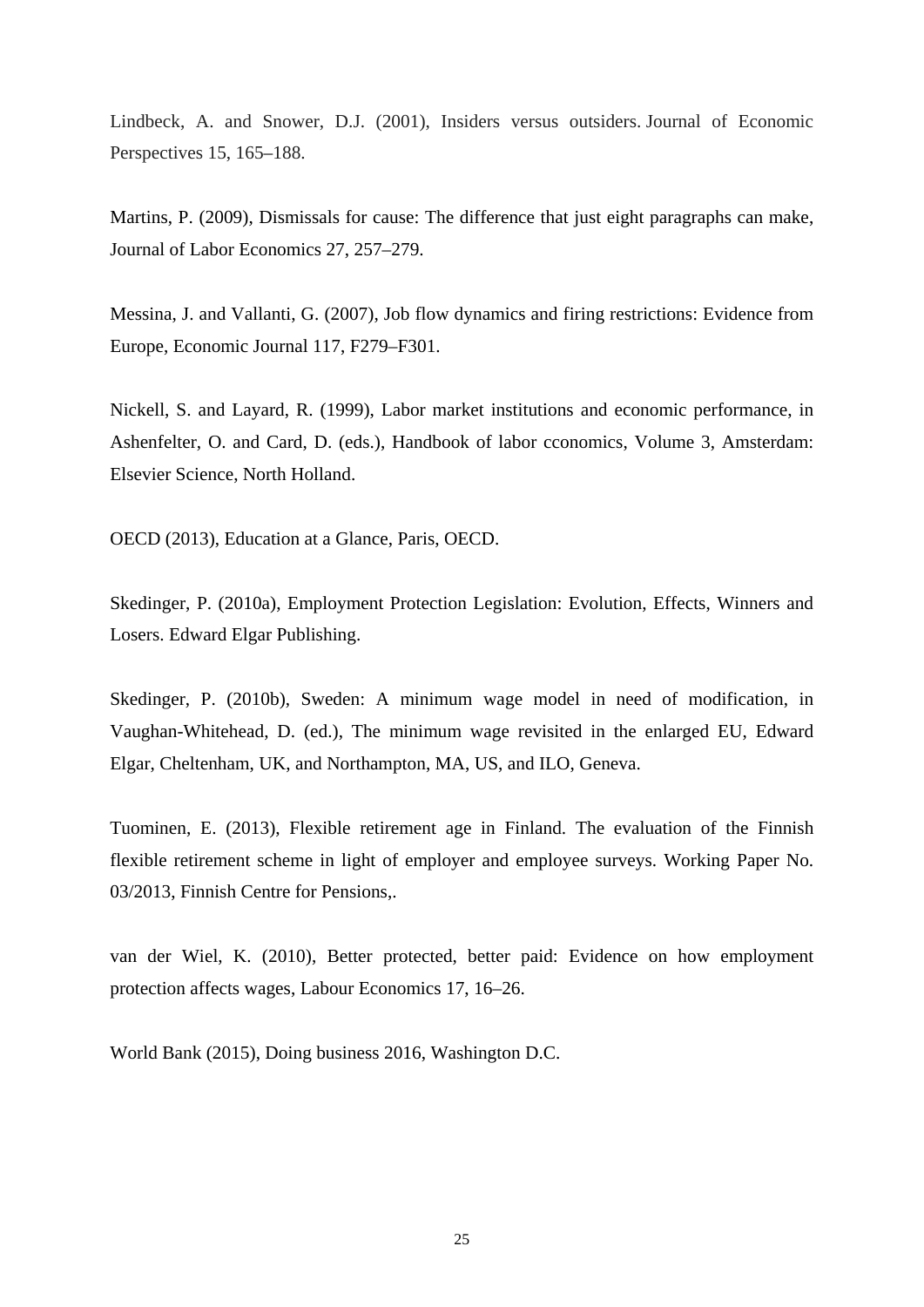Lindbeck, A. and Snower, D.J. (2001), Insiders versus outsiders. Journal of Economic Perspectives 15, 165–188.

Martins, P. (2009), Dismissals for cause: The difference that just eight paragraphs can make, Journal of Labor Economics 27, 257–279.

Messina, J. and Vallanti, G. (2007), Job flow dynamics and firing restrictions: Evidence from Europe, Economic Journal 117, F279–F301.

Nickell, S. and Layard, R. (1999), Labor market institutions and economic performance, in Ashenfelter, O. and Card, D. (eds.), Handbook of labor cconomics, Volume 3, Amsterdam: Elsevier Science, North Holland.

OECD (2013), Education at a Glance, Paris, OECD.

Skedinger, P. (2010a), Employment Protection Legislation: Evolution, Effects, Winners and Losers. Edward Elgar Publishing.

Skedinger, P. (2010b), Sweden: A minimum wage model in need of modification, in Vaughan-Whitehead, D. (ed.), The minimum wage revisited in the enlarged EU, Edward Elgar, Cheltenham, UK, and Northampton, MA, US, and ILO, Geneva.

Tuominen, E. (2013), Flexible retirement age in Finland. The evaluation of the Finnish flexible retirement scheme in light of employer and employee surveys. Working Paper No. 03/2013, Finnish Centre for Pensions,.

van der Wiel, K. (2010), Better protected, better paid: Evidence on how employment protection affects wages, Labour Economics 17, 16–26.

World Bank (2015), Doing business 2016, Washington D.C.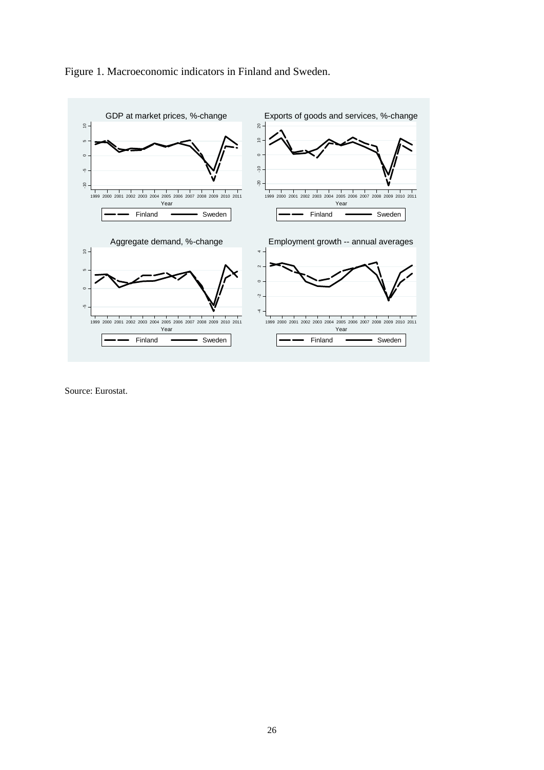Figure 1. Macroeconomic indicators in Finland and Sweden.

Source: Eurostat.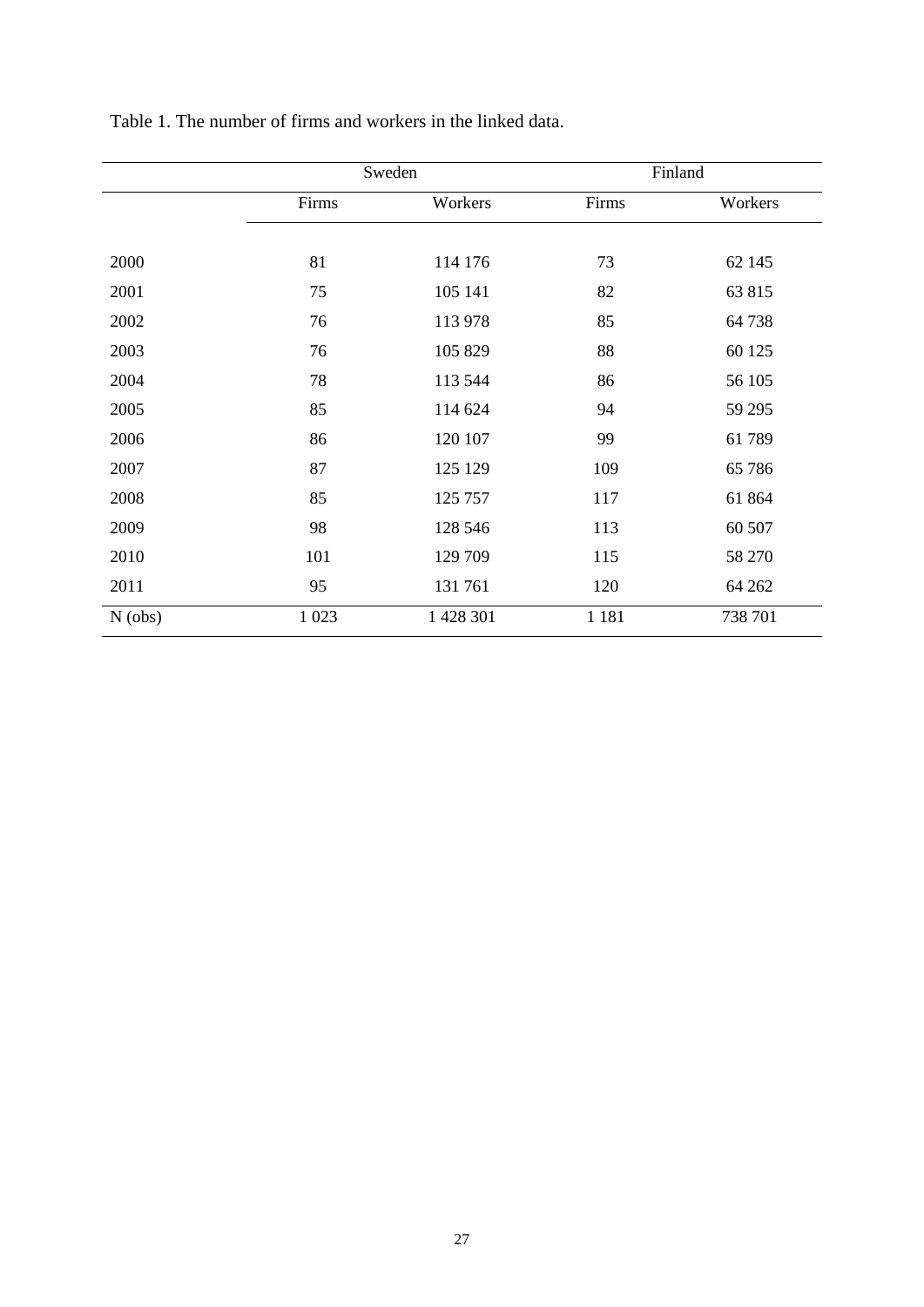Table 1. The number of firms and workers in the linked data.

| | Sweden | | Finland | |
|---|---|---|---|---|
| | Firms | Workers | Firms | Workers |
| 2000 | 81 | 114 176 | 73 | 62 145 |
| 2001 | 75 | 105 141 | 82 | 63 815 |
| 2002 | 76 | 113 978 | 85 | 64 738 |
| 2003 | 76 | 105 829 | 88 | 60 125 |
| 2004 | 78 | 113 544 | 86 | 56 105 |
| 2005 | 85 | 114 624 | 94 | 59 295 |
| 2006 | 86 | 120 107 | 99 | 61 789 |
| 2007 | 87 | 125 129 | 109 | 65 786 |
| 2008 | 85 | 125 757 | 117 | 61 864 |
| 2009 | 98 | 128 546 | 113 | 60 507 |
| 2010 | 101 | 129 709 | 115 | 58 270 |
| 2011 | 95 | 131 761 | 120 | 64 262 |
| N (obs) | 1 023 | 1 428 301 | 1 181 | 738 701 |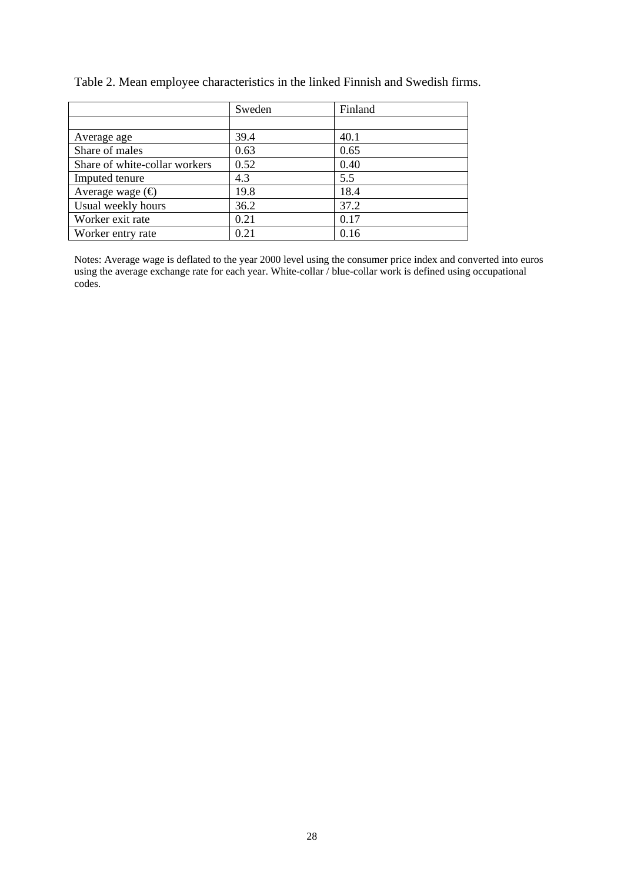Table 2. Mean employee characteristics in the linked Finnish and Swedish firms.

| | Sweden | Finland |
|---|---|---|
| | | |
| Average age | 39.4 | 40.1 |
| Share of males | 0.63 | 0.65 |
| Share of white-collar workers | 0.52 | 0.40 |
| Imputed tenure | 4.3 | 5.5 |
| Average wage (€) | 19.8 | 18.4 |
| Usual weekly hours | 36.2 | 37.2 |
| Worker exit rate | 0.21 | 0.17 |
| Worker entry rate | 0.21 | 0.16 |

Notes: Average wage is deflated to the year 2000 level using the consumer price index and converted into euros using the average exchange rate for each year. White-collar / blue-collar work is defined using occupational codes.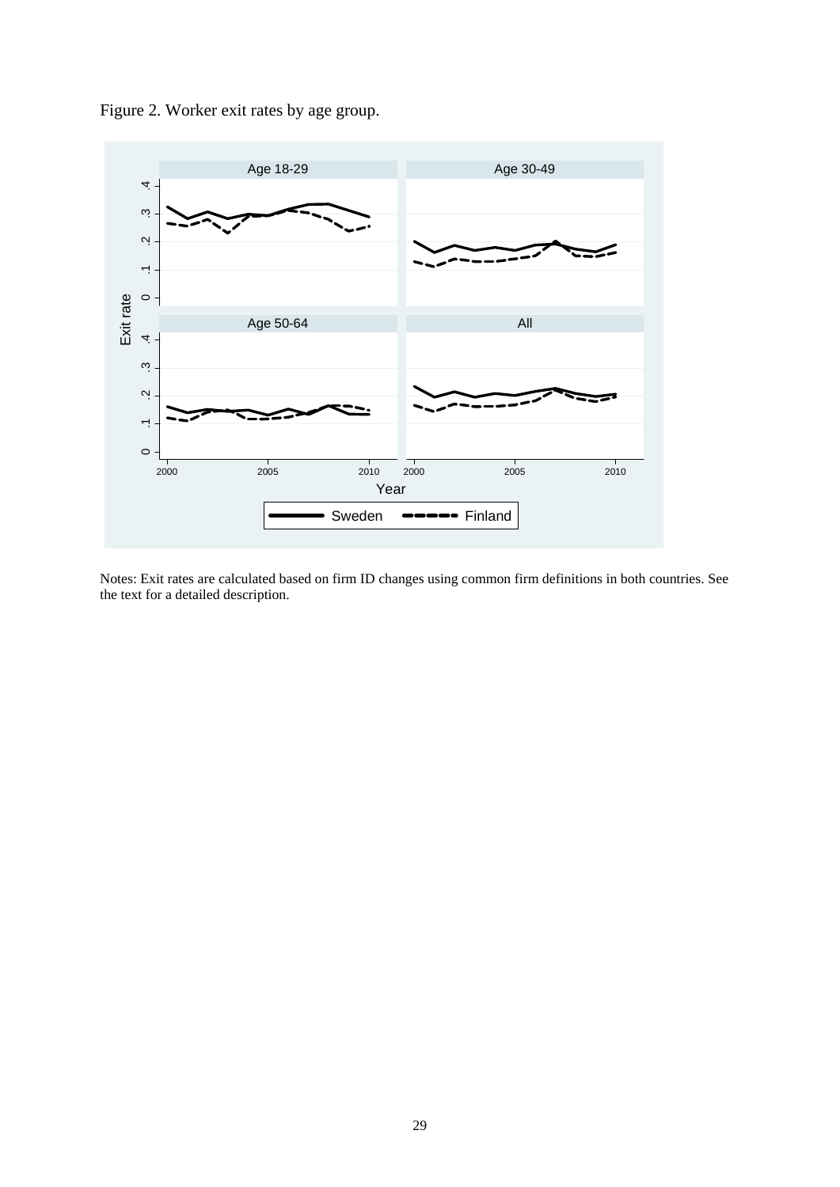Figure 2. Worker exit rates by age group.

Notes: Exit rates are calculated based on firm ID changes using common firm definitions in both countries. See the text for a detailed description.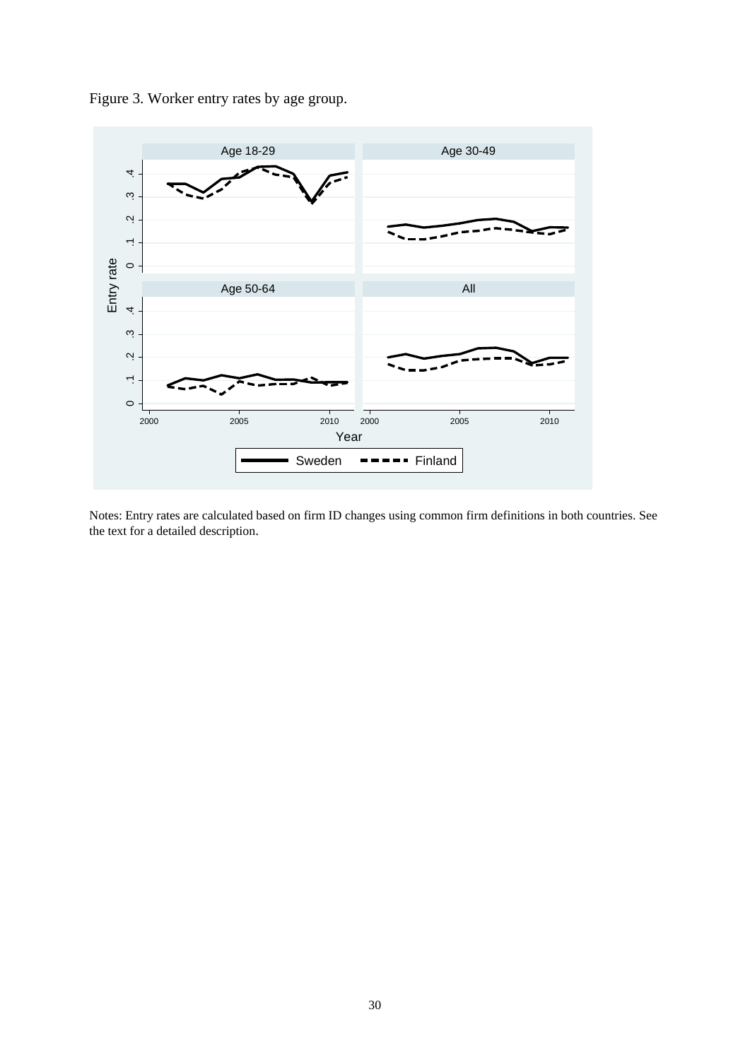Figure 3. Worker entry rates by age group.

Notes: Entry rates are calculated based on firm ID changes using common firm definitions in both countries. See the text for a detailed description.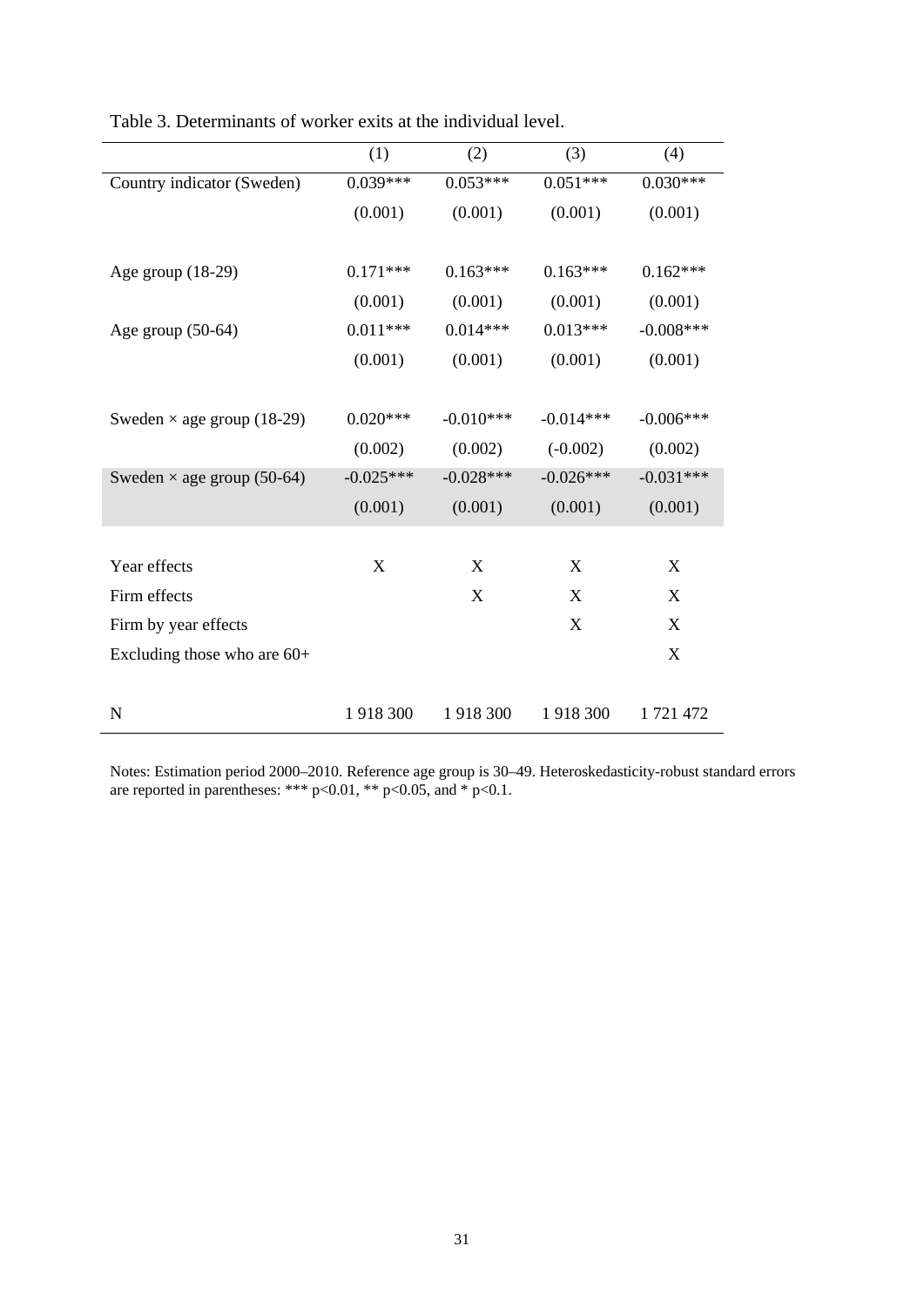Table 3. Determinants of worker exits at the individual level.

| | (1) | (2) | (3) | (4) |
|---|---|---|---|---|
| Country indicator (Sweden) | 0.039*** | 0.053*** | 0.051*** | 0.030*** |
| | (0.001) | (0.001) | (0.001) | (0.001) |
| | | | | |
| Age group (18-29) | 0.171*** | 0.163*** | 0.163*** | 0.162*** |
| | (0.001) | (0.001) | (0.001) | (0.001) |
| Age group (50-64) | 0.011*** | 0.014*** | 0.013*** | -0.008*** |
| | (0.001) | (0.001) | (0.001) | (0.001) |
| | | | | |
| Sweden × age group (18-29) | 0.020*** | -0.010*** | -0.014*** | -0.006*** |
| | (0.002) | (0.002) | (-0.002) | (0.002) |
| Sweden × age group (50-64) | -0.025*** | -0.028*** | -0.026*** | -0.031*** |
| | (0.001) | (0.001) | (0.001) | (0.001) |
| | | | | |
| Year effects | X | X | X | X |
| Firm effects | | X | X | X |
| Firm by year effects | | | X | X |
| Excluding those who are 60+ | | | | X |
| | | | | |
| N | 1 918 300 | 1 918 300 | 1 918 300 | 1 721 472 |

Notes: Estimation period 2000–2010. Reference age group is 30–49. Heteroskedasticity-robust standard errors are reported in parentheses: *** p<0.01, ** p<0.05, and * p<0.1.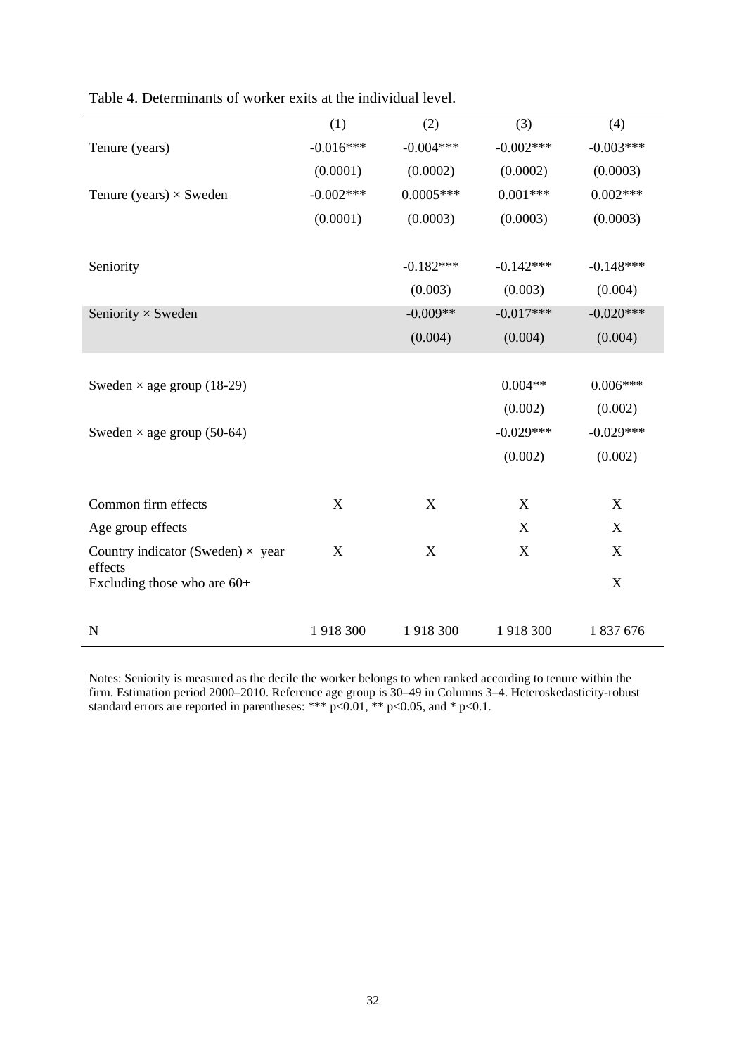Table 4. Determinants of worker exits at the individual level.

| | (1) | (2) | (3) | (4) |
|---|---|---|---|---|
| Tenure (years) | -0.016*** | -0.004*** | -0.002*** | -0.003*** |
| | (0.0001) | (0.0002) | (0.0002) | (0.0003) |
| Tenure (years) × Sweden | -0.002*** | 0.0005*** | 0.001*** | 0.002*** |
| | (0.0001) | (0.0003) | (0.0003) | (0.0003) |
| Seniority | | -0.182*** | -0.142*** | -0.148*** |
| | | (0.003) | (0.003) | (0.004) |
| Seniority × Sweden | | -0.009** | -0.017*** | -0.020*** |
| | | (0.004) | (0.004) | (0.004) |
| Sweden × age group (18-29) | | | 0.004** | 0.006*** |
| | | | (0.002) | (0.002) |
| Sweden × age group (50-64) | | | -0.029*** | -0.029*** |
| | | | (0.002) | (0.002) |
| Common firm effects | X | X | X | X |
| Age group effects | | | X | X |
| Country indicator (Sweden) × year effects | X | X | X | X |
| Excluding those who are 60+ | | | | X |
| N | 1 918 300 | 1 918 300 | 1 918 300 | 1 837 676 |

Notes: Seniority is measured as the decile the worker belongs to when ranked according to tenure within the firm. Estimation period 2000–2010. Reference age group is 30–49 in Columns 3–4. Heteroskedasticity-robust standard errors are reported in parentheses: *** $p<0.01$, ** $p<0.05$, and * $p<0.1$.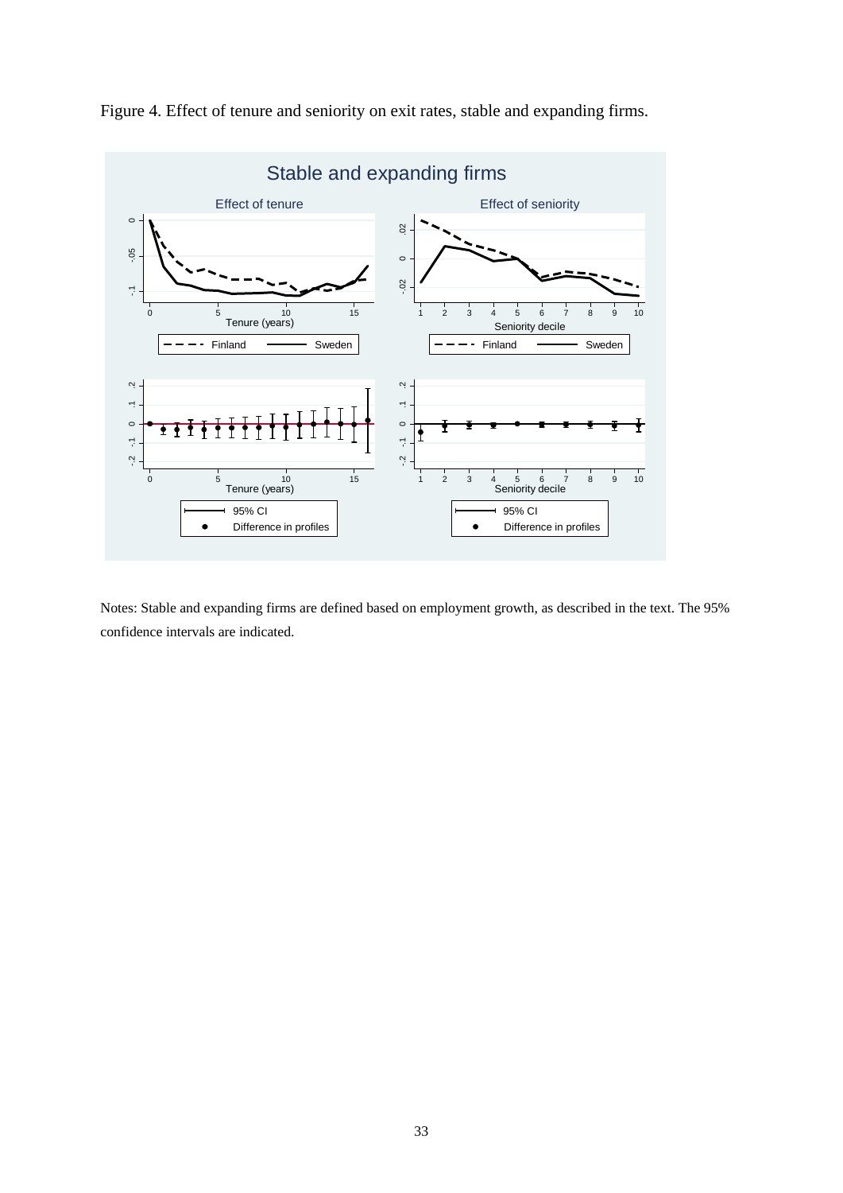Figure 4. Effect of tenure and seniority on exit rates, stable and expanding firms.

Notes: Stable and expanding firms are defined based on employment growth, as described in the text. The 95% confidence intervals are indicated.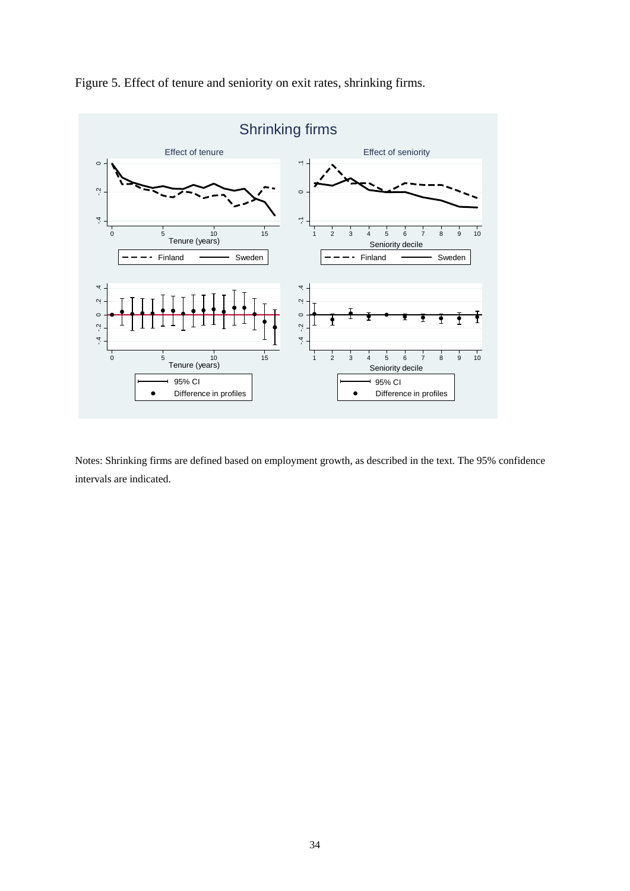Figure 5. Effect of tenure and seniority on exit rates, shrinking firms.

Notes: Shrinking firms are defined based on employment growth, as described in the text. The 95% confidence intervals are indicated.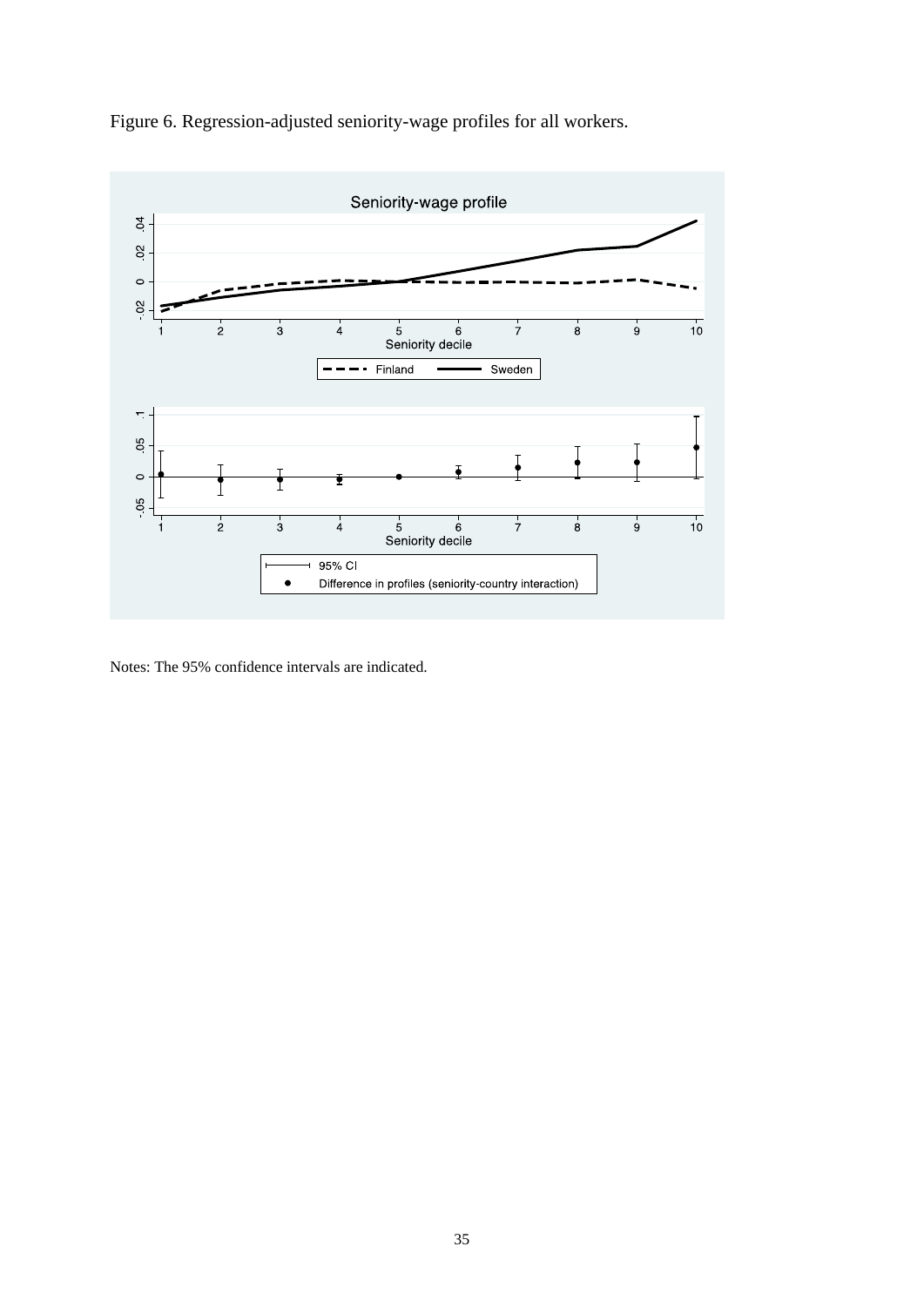Figure 6. Regression-adjusted seniority-wage profiles for all workers.

Notes: The 95% confidence intervals are indicated.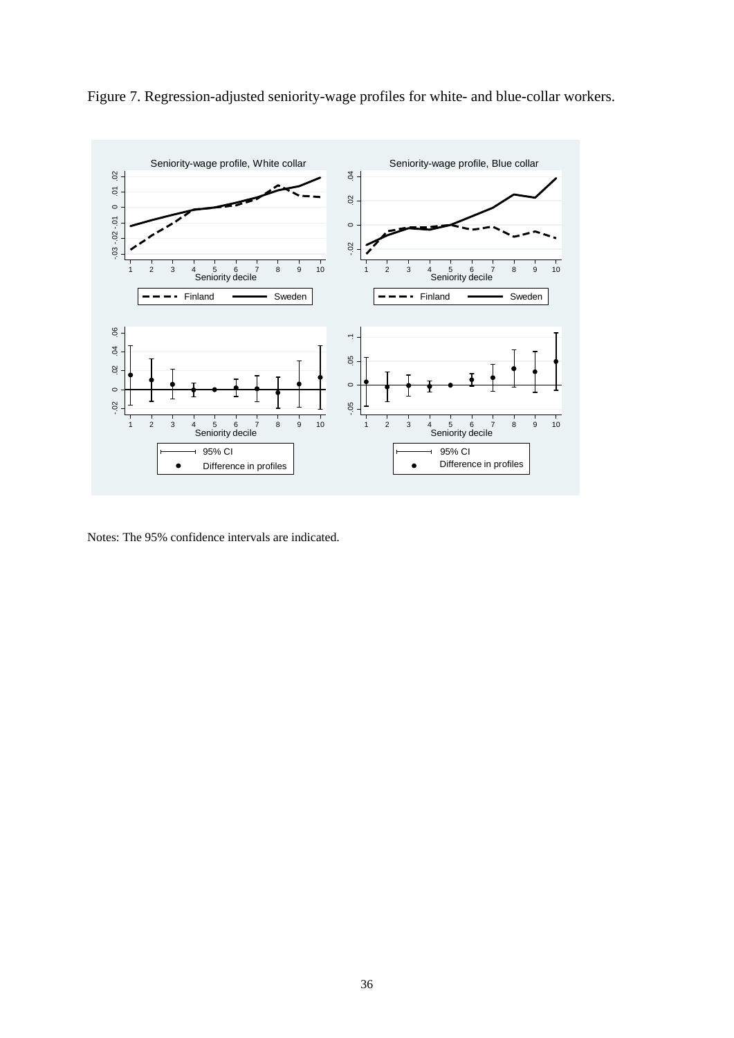Figure 7. Regression-adjusted seniority-wage profiles for white- and blue-collar workers.

Notes: The 95% confidence intervals are indicated.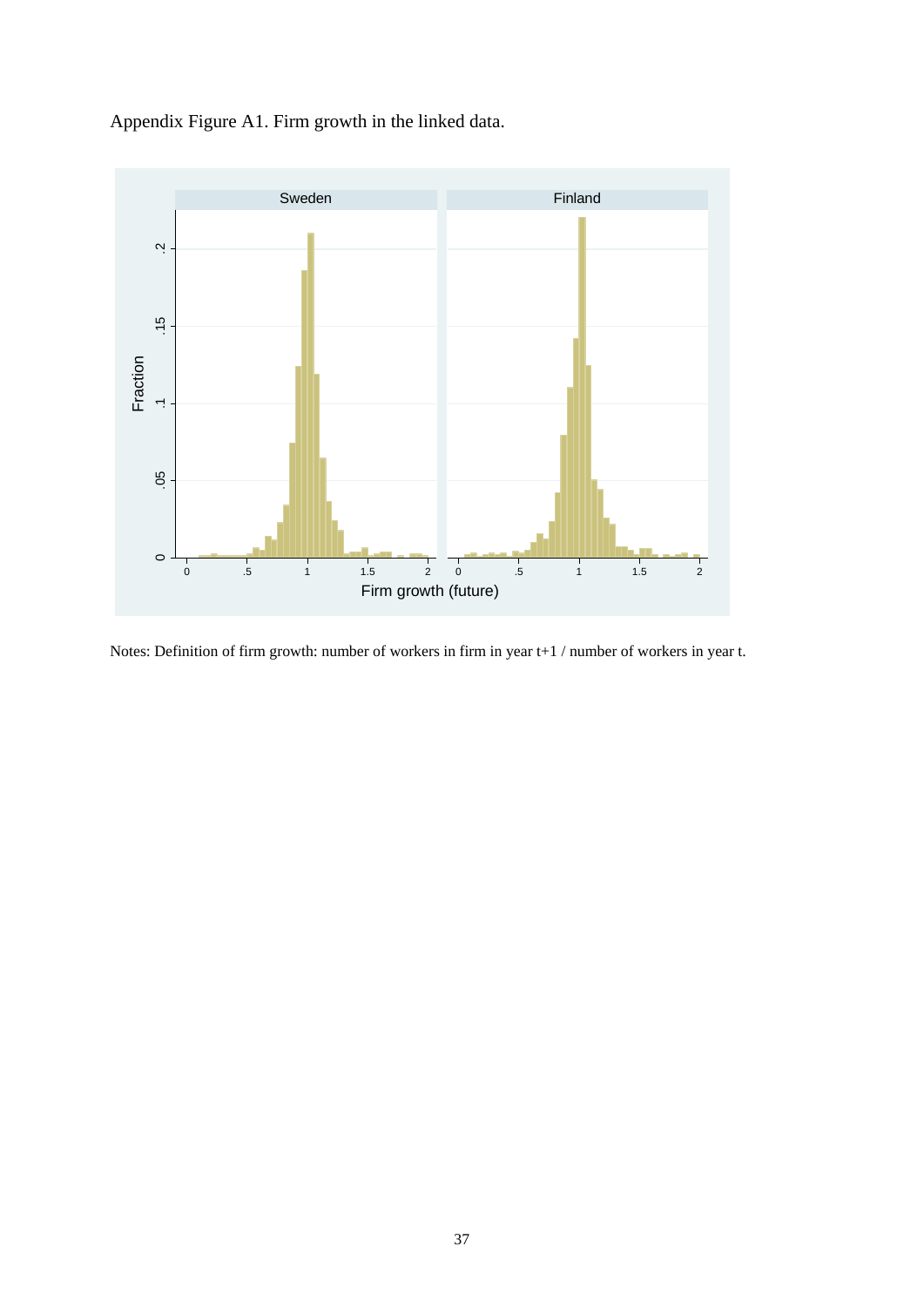Appendix Figure A1. Firm growth in the linked data.

Notes: Definition of firm growth: number of workers in firm in year t+1 / number of workers in year t.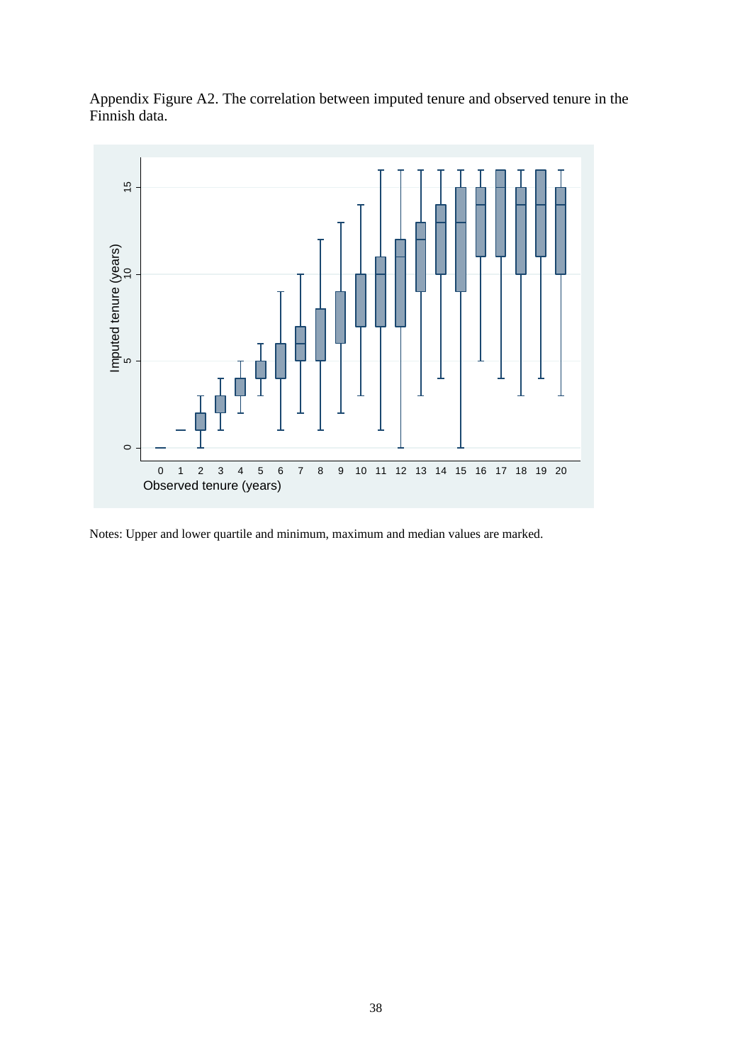Appendix Figure A2. The correlation between imputed tenure and observed tenure in the Finnish data.

Notes: Upper and lower quartile and minimum, maximum and median values are marked.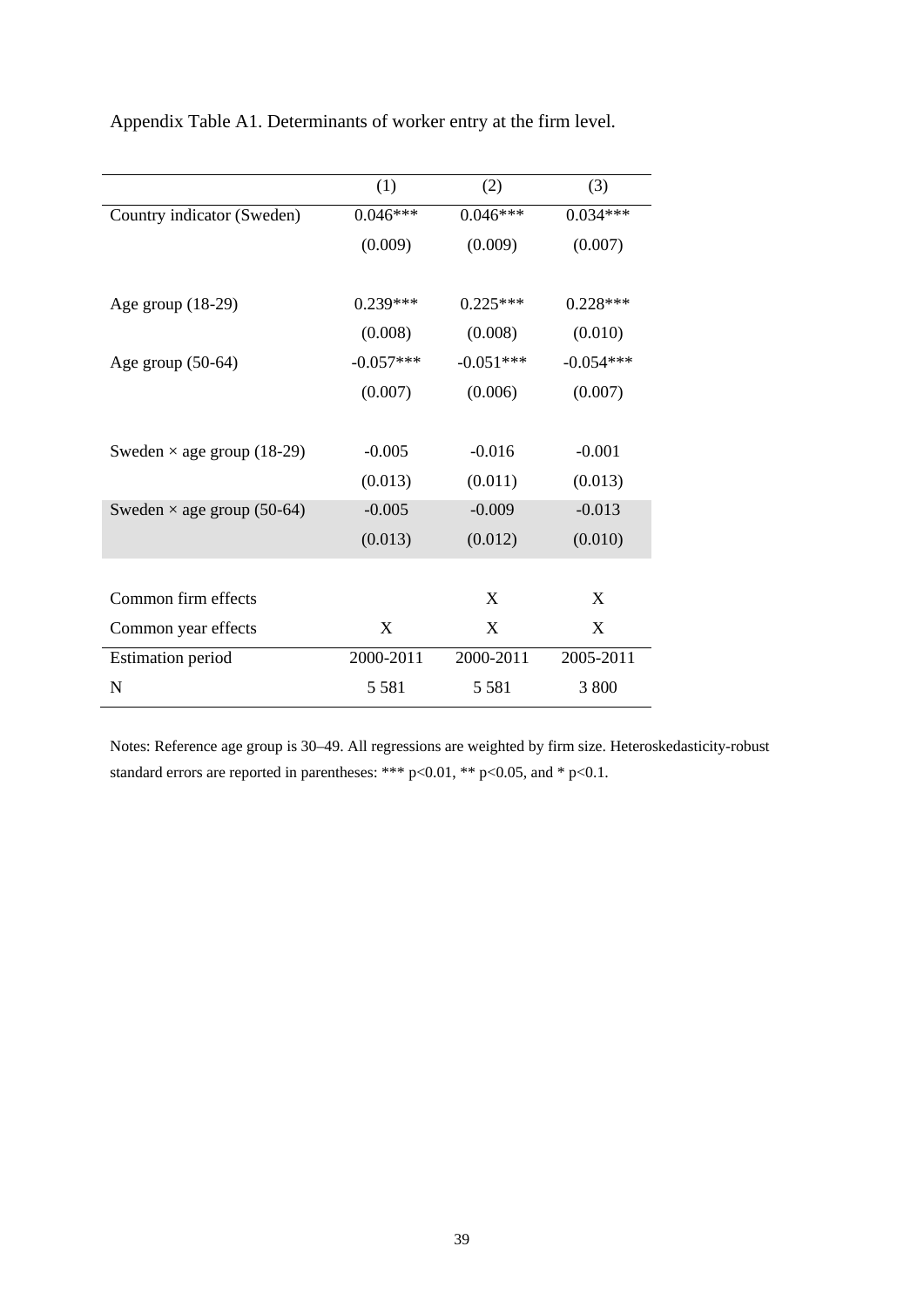Appendix Table A1. Determinants of worker entry at the firm level.

| | (1) | (2) | (3) |
|---|---|---|---|
| Country indicator (Sweden) | 0.046*** | 0.046*** | 0.034*** |
| | (0.009) | (0.009) | (0.007) |
| Age group (18-29) | 0.239*** | 0.225*** | 0.228*** |
| | (0.008) | (0.008) | (0.010) |
| Age group (50-64) | -0.057*** | -0.051*** | -0.054*** |
| | (0.007) | (0.006) | (0.007) |
| Sweden × age group (18-29) | -0.005 | -0.016 | -0.001 |
| | (0.013) | (0.011) | (0.013) |
| Sweden × age group (50-64) | -0.005 | -0.009 | -0.013 |
| | (0.013) | (0.012) | (0.010) |
| Common firm effects | | X | X |
| Common year effects | X | X | X |
| Estimation period | 2000-2011 | 2000-2011 | 2005-2011 |
| N | 5 581 | 5 581 | 3 800 |

Notes: Reference age group is 30–49. All regressions are weighted by firm size. Heteroskedasticity-robust standard errors are reported in parentheses: *** p<0.01, ** p<0.05, and * p<0.1.